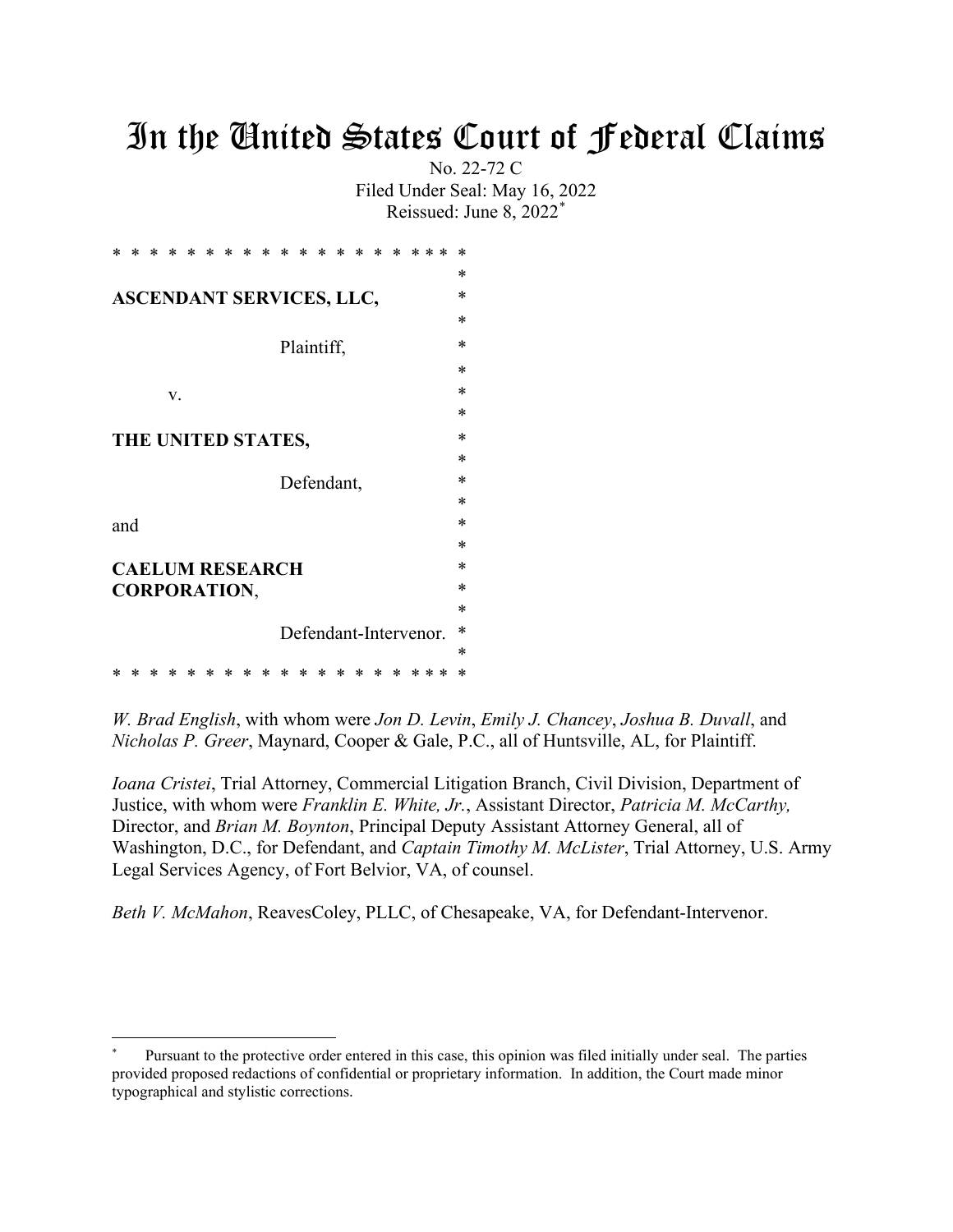# In the United States Court of Federal Claims

No. 22-72 C

Filed Under Seal: May 16, 2022

Reissued: June 8, 2022[*]

* * * * * * * * * * * * * * * * * * * * *

**ASCENDANT SERVICES, LLC,**

Plaintiff,

v.

**THE UNITED STATES,**

Defendant,

and

**CAELUM RESEARCH CORPORATION**,

Defendant-Intervenor.

* * * * * * * * * * * * * * * * * * * * *

*W. Brad English*, with whom were *Jon D. Levin*, *Emily J. Chancey*, *Joshua B. Duvall*, and *Nicholas P. Greer*, Maynard, Cooper & Gale, P.C., all of Huntsville, AL, for Plaintiff.

*Ioana Cristei*, Trial Attorney, Commercial Litigation Branch, Civil Division, Department of Justice, with whom were *Franklin E. White, Jr.*, Assistant Director, *Patricia M. McCarthy,* Director, and *Brian M. Boynton*, Principal Deputy Assistant Attorney General, all of Washington, D.C., for Defendant, and *Captain Timothy M. McLister*, Trial Attorney, U.S. Army Legal Services Agency, of Fort Belvior, VA, of counsel.

*Beth V. McMahon*, ReavesColey, PLLC, of Chesapeake, VA, for Defendant-Intervenor.

[*] Pursuant to the protective order entered in this case, this opinion was filed initially under seal. The parties provided proposed redactions of confidential or proprietary information. In addition, the Court made minor typographical and stylistic corrections.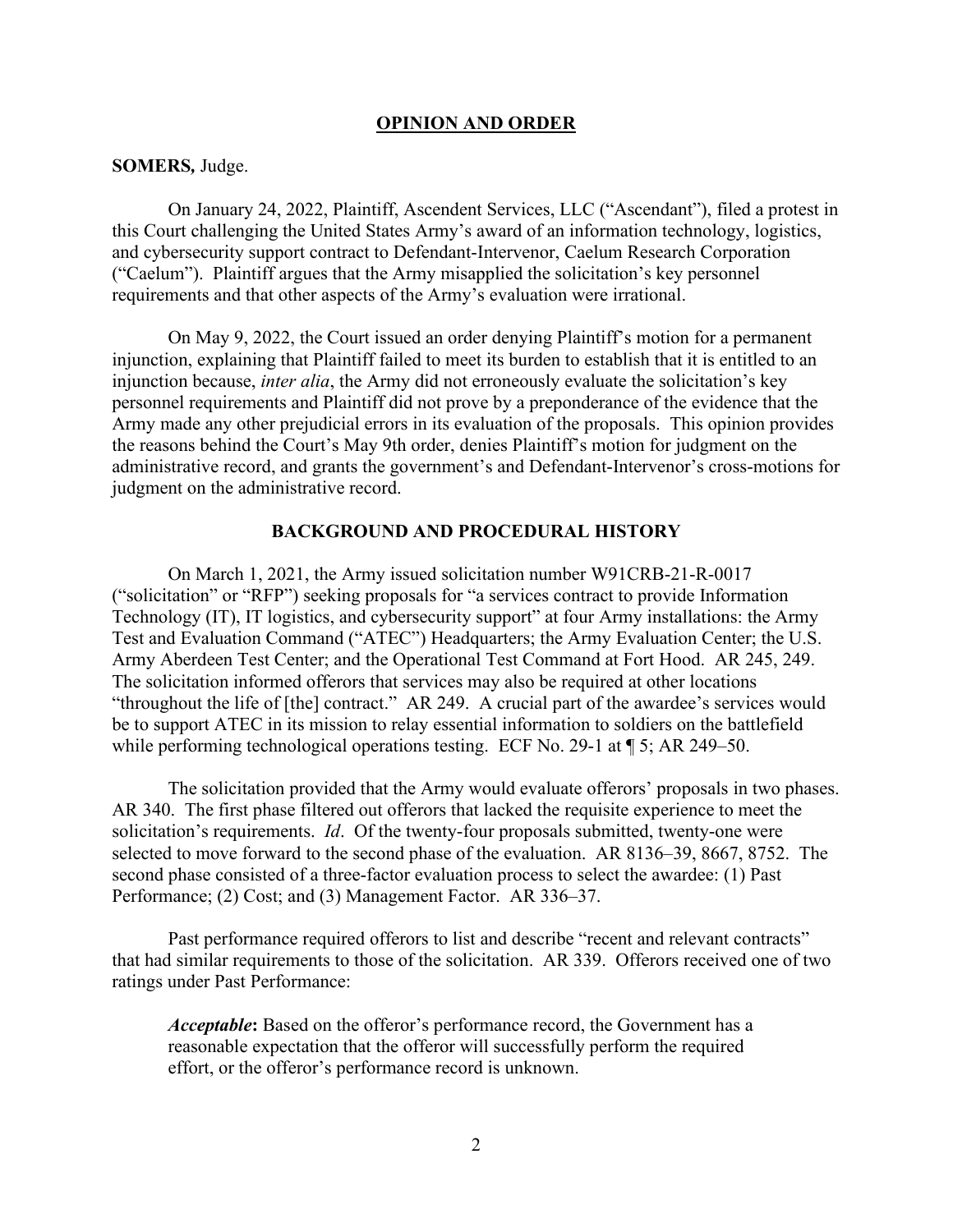## OPINION AND ORDER

**SOMERS,** Judge.

On January 24, 2022, Plaintiff, Ascendent Services, LLC ("Ascendant"), filed a protest in this Court challenging the United States Army's award of an information technology, logistics, and cybersecurity support contract to Defendant-Intervenor, Caelum Research Corporation ("Caelum"). Plaintiff argues that the Army misapplied the solicitation's key personnel requirements and that other aspects of the Army's evaluation were irrational.

On May 9, 2022, the Court issued an order denying Plaintiff's motion for a permanent injunction, explaining that Plaintiff failed to meet its burden to establish that it is entitled to an injunction because, *inter alia*, the Army did not erroneously evaluate the solicitation's key personnel requirements and Plaintiff did not prove by a preponderance of the evidence that the Army made any other prejudicial errors in its evaluation of the proposals. This opinion provides the reasons behind the Court's May 9th order, denies Plaintiff's motion for judgment on the administrative record, and grants the government's and Defendant-Intervenor's cross-motions for judgment on the administrative record.

## BACKGROUND AND PROCEDURAL HISTORY

On March 1, 2021, the Army issued solicitation number W91CRB-21-R-0017 ("solicitation" or "RFP") seeking proposals for "a services contract to provide Information Technology (IT), IT logistics, and cybersecurity support" at four Army installations: the Army Test and Evaluation Command ("ATEC") Headquarters; the Army Evaluation Center; the U.S. Army Aberdeen Test Center; and the Operational Test Command at Fort Hood. AR 245, 249. The solicitation informed offerors that services may also be required at other locations "throughout the life of [the] contract." AR 249. A crucial part of the awardee's services would be to support ATEC in its mission to relay essential information to soldiers on the battlefield while performing technological operations testing. ECF No. 29-1 at ¶ 5; AR 249–50.

The solicitation provided that the Army would evaluate offerors' proposals in two phases. AR 340. The first phase filtered out offerors that lacked the requisite experience to meet the solicitation's requirements. *Id*. Of the twenty-four proposals submitted, twenty-one were selected to move forward to the second phase of the evaluation. AR 8136–39, 8667, 8752. The second phase consisted of a three-factor evaluation process to select the awardee: (1) Past Performance; (2) Cost; and (3) Management Factor. AR 336–37.

Past performance required offerors to list and describe "recent and relevant contracts" that had similar requirements to those of the solicitation. AR 339. Offerors received one of two ratings under Past Performance:

> ***Acceptable*:** Based on the offeror's performance record, the Government has a reasonable expectation that the offeror will successfully perform the required effort, or the offeror's performance record is unknown.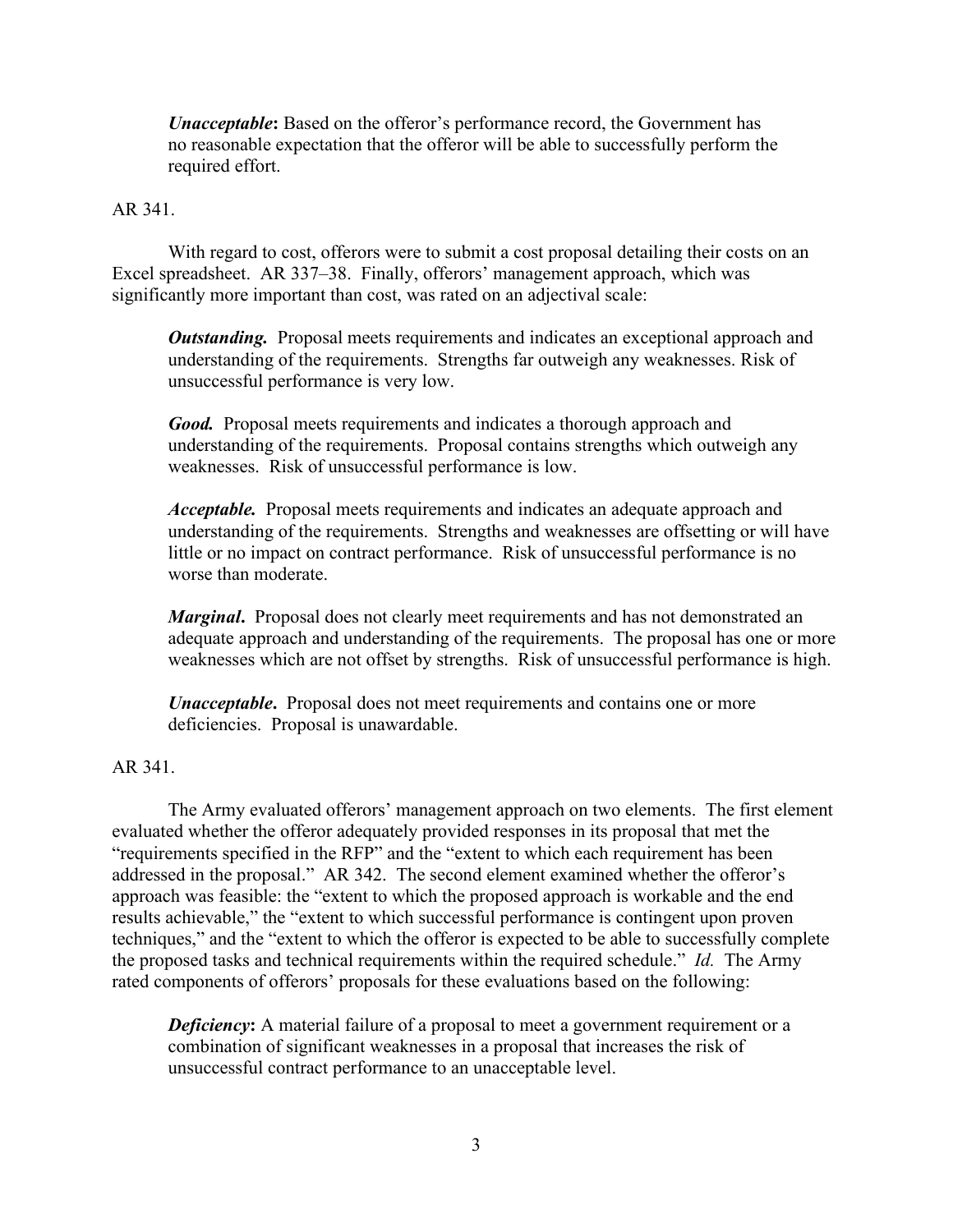> ***Unacceptable*:** Based on the offeror's performance record, the Government has no reasonable expectation that the offeror will be able to successfully perform the required effort.

AR 341.

With regard to cost, offerors were to submit a cost proposal detailing their costs on an Excel spreadsheet. AR 337–38. Finally, offerors' management approach, which was significantly more important than cost, was rated on an adjectival scale:

> ***Outstanding.*** Proposal meets requirements and indicates an exceptional approach and understanding of the requirements. Strengths far outweigh any weaknesses. Risk of unsuccessful performance is very low.
>
> ***Good.*** Proposal meets requirements and indicates a thorough approach and understanding of the requirements. Proposal contains strengths which outweigh any weaknesses. Risk of unsuccessful performance is low.
>
> ***Acceptable.*** Proposal meets requirements and indicates an adequate approach and understanding of the requirements. Strengths and weaknesses are offsetting or will have little or no impact on contract performance. Risk of unsuccessful performance is no worse than moderate.
>
> ***Marginal*.** Proposal does not clearly meet requirements and has not demonstrated an adequate approach and understanding of the requirements. The proposal has one or more weaknesses which are not offset by strengths. Risk of unsuccessful performance is high.
>
> ***Unacceptable*.** Proposal does not meet requirements and contains one or more deficiencies. Proposal is unawardable.

AR 341.

The Army evaluated offerors' management approach on two elements. The first element evaluated whether the offeror adequately provided responses in its proposal that met the "requirements specified in the RFP" and the "extent to which each requirement has been addressed in the proposal." AR 342. The second element examined whether the offeror's approach was feasible: the "extent to which the proposed approach is workable and the end results achievable," the "extent to which successful performance is contingent upon proven techniques," and the "extent to which the offeror is expected to be able to successfully complete the proposed tasks and technical requirements within the required schedule." *Id.* The Army rated components of offerors' proposals for these evaluations based on the following:

> ***Deficiency*:** A material failure of a proposal to meet a government requirement or a combination of significant weaknesses in a proposal that increases the risk of unsuccessful contract performance to an unacceptable level.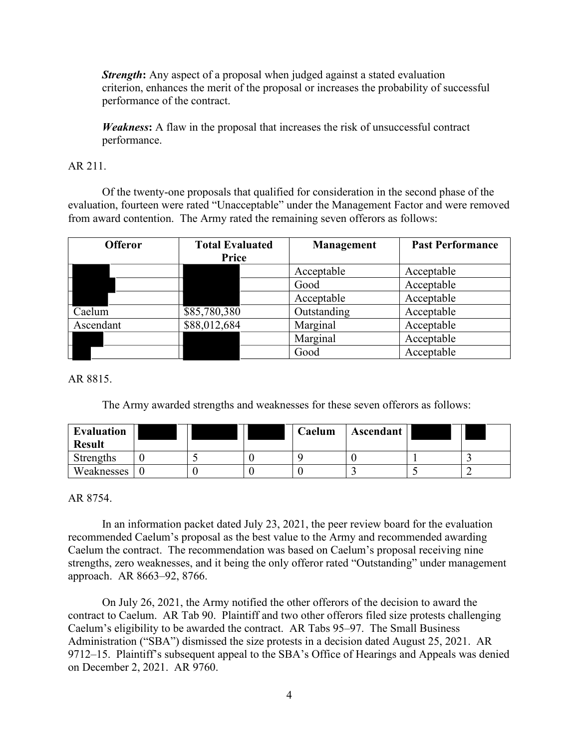***Strength*:** Any aspect of a proposal when judged against a stated evaluation criterion, enhances the merit of the proposal or increases the probability of successful performance of the contract.

***Weakness*:** A flaw in the proposal that increases the risk of unsuccessful contract performance.

AR 211.

Of the twenty-one proposals that qualified for consideration in the second phase of the evaluation, fourteen were rated "Unacceptable" under the Management Factor and were removed from award contention. The Army rated the remaining seven offerors as follows:

| Offeror | Total Evaluated Price | Management | Past Performance |
|---|---|---|---|
| | | Acceptable | Acceptable |
| | | Good | Acceptable |
| | | Acceptable | Acceptable |
| Caelum | $85,780,380 | Outstanding | Acceptable |
| Ascendant | $88,012,684 | Marginal | Acceptable |
| | | Marginal | Acceptable |
| | | Good | Acceptable |

AR 8815.

The Army awarded strengths and weaknesses for these seven offerors as follows:

| Evaluation Result | | | | Caelum | Ascendant | | |
|---|---|---|---|---|---|---|---|
| Strengths | 0 | 5 | 0 | 9 | 0 | 1 | 3 |
| Weaknesses | 0 | 0 | 0 | 0 | 3 | 5 | 2 |

AR 8754.

In an information packet dated July 23, 2021, the peer review board for the evaluation recommended Caelum's proposal as the best value to the Army and recommended awarding Caelum the contract. The recommendation was based on Caelum's proposal receiving nine strengths, zero weaknesses, and it being the only offeror rated "Outstanding" under management approach. AR 8663–92, 8766.

On July 26, 2021, the Army notified the other offerors of the decision to award the contract to Caelum. AR Tab 90. Plaintiff and two other offerors filed size protests challenging Caelum's eligibility to be awarded the contract. AR Tabs 95–97. The Small Business Administration ("SBA") dismissed the size protests in a decision dated August 25, 2021. AR 9712–15. Plaintiff's subsequent appeal to the SBA's Office of Hearings and Appeals was denied on December 2, 2021. AR 9760.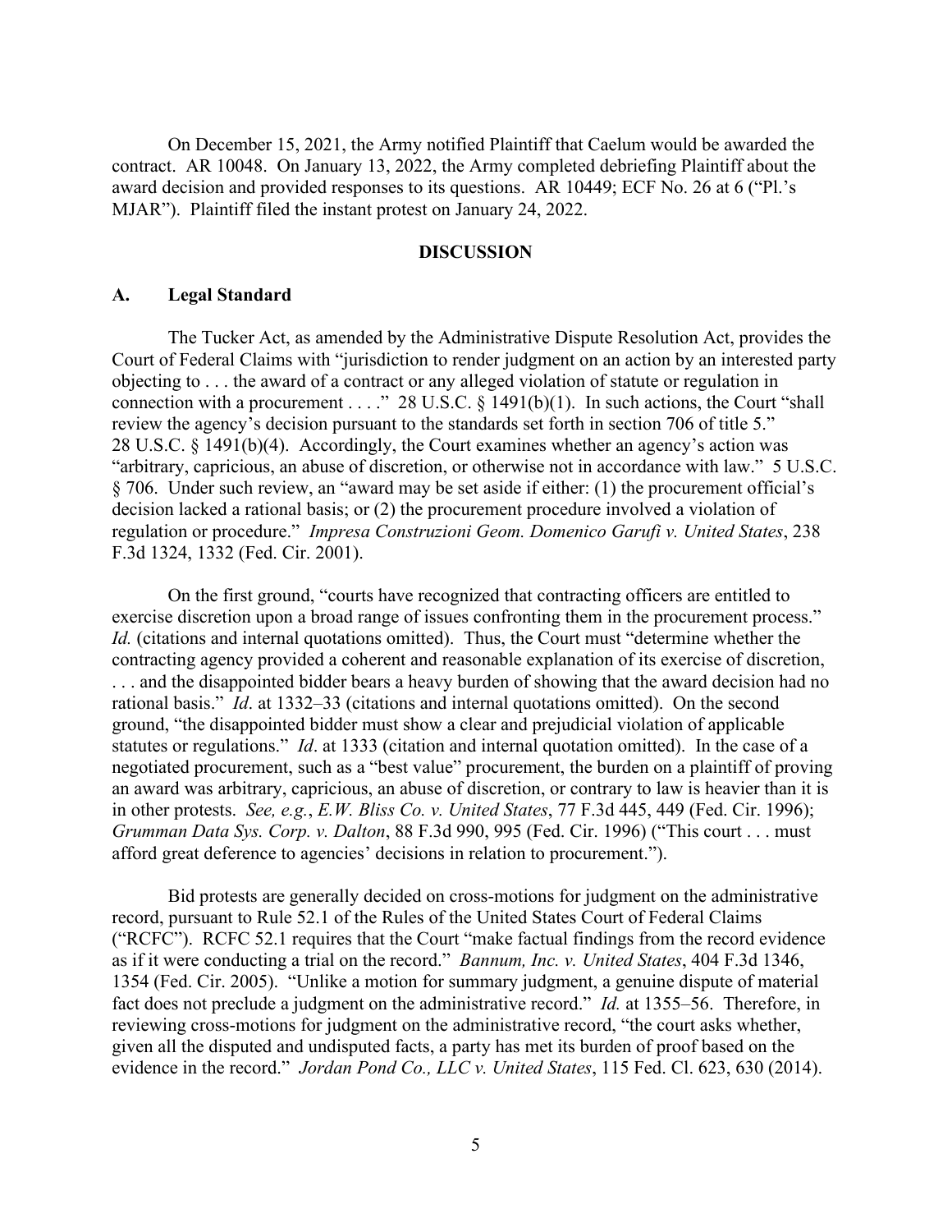On December 15, 2021, the Army notified Plaintiff that Caelum would be awarded the contract. AR 10048. On January 13, 2022, the Army completed debriefing Plaintiff about the award decision and provided responses to its questions. AR 10449; ECF No. 26 at 6 ("Pl.'s MJAR"). Plaintiff filed the instant protest on January 24, 2022.

## DISCUSSION

### A. Legal Standard

The Tucker Act, as amended by the Administrative Dispute Resolution Act, provides the Court of Federal Claims with "jurisdiction to render judgment on an action by an interested party objecting to . . . the award of a contract or any alleged violation of statute or regulation in connection with a procurement . . . ." 28 U.S.C. § 1491(b)(1). In such actions, the Court "shall review the agency's decision pursuant to the standards set forth in section 706 of title 5." 28 U.S.C. § 1491(b)(4). Accordingly, the Court examines whether an agency's action was "arbitrary, capricious, an abuse of discretion, or otherwise not in accordance with law." 5 U.S.C. § 706. Under such review, an "award may be set aside if either: (1) the procurement official's decision lacked a rational basis; or (2) the procurement procedure involved a violation of regulation or procedure." *Impresa Construzioni Geom. Domenico Garufi v. United States*, 238 F.3d 1324, 1332 (Fed. Cir. 2001).

On the first ground, "courts have recognized that contracting officers are entitled to exercise discretion upon a broad range of issues confronting them in the procurement process." *Id.* (citations and internal quotations omitted). Thus, the Court must "determine whether the contracting agency provided a coherent and reasonable explanation of its exercise of discretion, . . . and the disappointed bidder bears a heavy burden of showing that the award decision had no rational basis." *Id*. at 1332–33 (citations and internal quotations omitted). On the second ground, "the disappointed bidder must show a clear and prejudicial violation of applicable statutes or regulations." *Id*. at 1333 (citation and internal quotation omitted). In the case of a negotiated procurement, such as a "best value" procurement, the burden on a plaintiff of proving an award was arbitrary, capricious, an abuse of discretion, or contrary to law is heavier than it is in other protests. *See, e.g.*, *E.W. Bliss Co. v. United States*, 77 F.3d 445, 449 (Fed. Cir. 1996); *Grumman Data Sys. Corp. v. Dalton*, 88 F.3d 990, 995 (Fed. Cir. 1996) ("This court . . . must afford great deference to agencies' decisions in relation to procurement.").

Bid protests are generally decided on cross-motions for judgment on the administrative record, pursuant to Rule 52.1 of the Rules of the United States Court of Federal Claims ("RCFC"). RCFC 52.1 requires that the Court "make factual findings from the record evidence as if it were conducting a trial on the record." *Bannum, Inc. v. United States*, 404 F.3d 1346, 1354 (Fed. Cir. 2005). "Unlike a motion for summary judgment, a genuine dispute of material fact does not preclude a judgment on the administrative record." *Id.* at 1355–56. Therefore, in reviewing cross-motions for judgment on the administrative record, "the court asks whether, given all the disputed and undisputed facts, a party has met its burden of proof based on the evidence in the record." *Jordan Pond Co., LLC v. United States*, 115 Fed. Cl. 623, 630 (2014).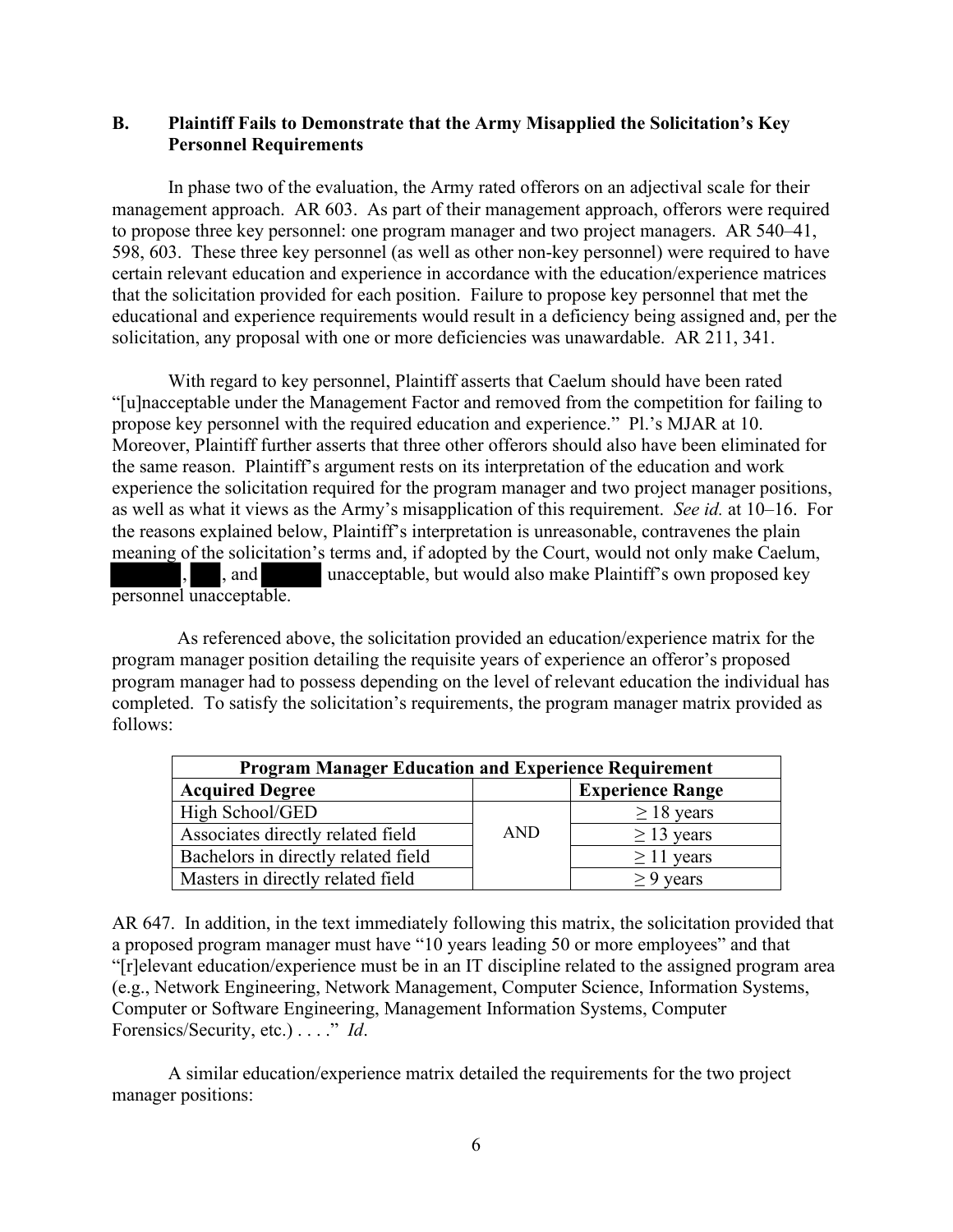### B. Plaintiff Fails to Demonstrate that the Army Misapplied the Solicitation's Key Personnel Requirements

In phase two of the evaluation, the Army rated offerors on an adjectival scale for their management approach. AR 603. As part of their management approach, offerors were required to propose three key personnel: one program manager and two project managers. AR 540–41, 598, 603. These three key personnel (as well as other non-key personnel) were required to have certain relevant education and experience in accordance with the education/experience matrices that the solicitation provided for each position. Failure to propose key personnel that met the educational and experience requirements would result in a deficiency being assigned and, per the solicitation, any proposal with one or more deficiencies was unawardable. AR 211, 341.

With regard to key personnel, Plaintiff asserts that Caelum should have been rated "[u]nacceptable under the Management Factor and removed from the competition for failing to propose key personnel with the required education and experience." Pl.'s MJAR at 10. Moreover, Plaintiff further asserts that three other offerors should also have been eliminated for the same reason. Plaintiff's argument rests on its interpretation of the education and work experience the solicitation required for the program manager and two project manager positions, as well as what it views as the Army's misapplication of this requirement. *See id.* at 10–16. For the reasons explained below, Plaintiff's interpretation is unreasonable, contravenes the plain meaning of the solicitation's terms and, if adopted by the Court, would not only make Caelum, [REDACTED], [REDACTED], and [REDACTED] unacceptable, but would also make Plaintiff's own proposed key personnel unacceptable.

As referenced above, the solicitation provided an education/experience matrix for the program manager position detailing the requisite years of experience an offeror's proposed program manager had to possess depending on the level of relevant education the individual has completed. To satisfy the solicitation's requirements, the program manager matrix provided as follows:

| **Program Manager Education and Experience Requirement** | | |
|---|---|---|
| **Acquired Degree** | | **Experience Range** |
| High School/GED | AND | ≥ 18 years |
| Associates directly related field | | ≥ 13 years |
| Bachelors in directly related field | | ≥ 11 years |
| Masters in directly related field | | ≥ 9 years |

AR 647. In addition, in the text immediately following this matrix, the solicitation provided that a proposed program manager must have "10 years leading 50 or more employees" and that "[r]elevant education/experience must be in an IT discipline related to the assigned program area (e.g., Network Engineering, Network Management, Computer Science, Information Systems, Computer or Software Engineering, Management Information Systems, Computer Forensics/Security, etc.) . . . ." *Id*.

A similar education/experience matrix detailed the requirements for the two project manager positions: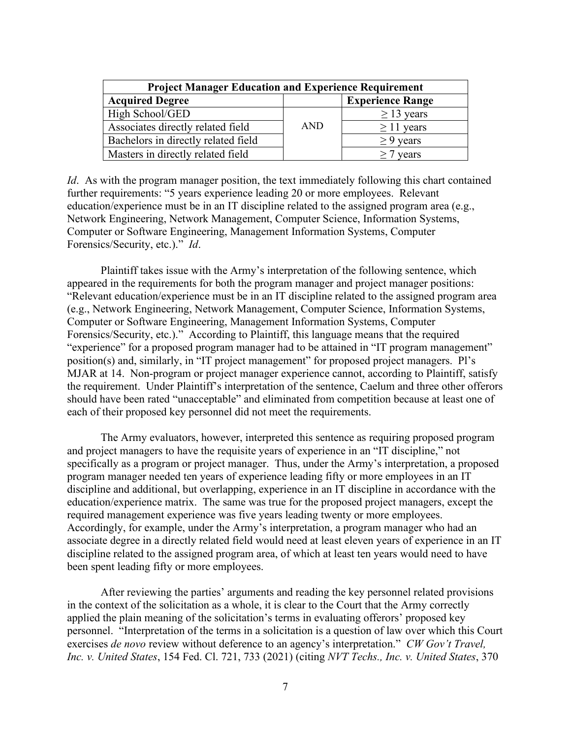| Project Manager Education and Experience Requirement | | |
|---|---|---|
| **Acquired Degree** | | **Experience Range** |
| High School/GED | AND | ≥ 13 years |
| Associates directly related field | | ≥ 11 years |
| Bachelors in directly related field | | ≥ 9 years |
| Masters in directly related field | | ≥ 7 years |

*Id*. As with the program manager position, the text immediately following this chart contained further requirements: "5 years experience leading 20 or more employees. Relevant education/experience must be in an IT discipline related to the assigned program area (e.g., Network Engineering, Network Management, Computer Science, Information Systems, Computer or Software Engineering, Management Information Systems, Computer Forensics/Security, etc.)." *Id*.

Plaintiff takes issue with the Army's interpretation of the following sentence, which appeared in the requirements for both the program manager and project manager positions: "Relevant education/experience must be in an IT discipline related to the assigned program area (e.g., Network Engineering, Network Management, Computer Science, Information Systems, Computer or Software Engineering, Management Information Systems, Computer Forensics/Security, etc.)." According to Plaintiff, this language means that the required "experience" for a proposed program manager had to be attained in "IT program management" position(s) and, similarly, in "IT project management" for proposed project managers. Pl's MJAR at 14. Non-program or project manager experience cannot, according to Plaintiff, satisfy the requirement. Under Plaintiff's interpretation of the sentence, Caelum and three other offerors should have been rated "unacceptable" and eliminated from competition because at least one of each of their proposed key personnel did not meet the requirements.

The Army evaluators, however, interpreted this sentence as requiring proposed program and project managers to have the requisite years of experience in an "IT discipline," not specifically as a program or project manager. Thus, under the Army's interpretation, a proposed program manager needed ten years of experience leading fifty or more employees in an IT discipline and additional, but overlapping, experience in an IT discipline in accordance with the education/experience matrix. The same was true for the proposed project managers, except the required management experience was five years leading twenty or more employees. Accordingly, for example, under the Army's interpretation, a program manager who had an associate degree in a directly related field would need at least eleven years of experience in an IT discipline related to the assigned program area, of which at least ten years would need to have been spent leading fifty or more employees.

After reviewing the parties' arguments and reading the key personnel related provisions in the context of the solicitation as a whole, it is clear to the Court that the Army correctly applied the plain meaning of the solicitation's terms in evaluating offerors' proposed key personnel. "Interpretation of the terms in a solicitation is a question of law over which this Court exercises *de novo* review without deference to an agency's interpretation." *CW Gov't Travel, Inc. v. United States*, 154 Fed. Cl. 721, 733 (2021) (citing *NVT Techs., Inc. v. United States*, 370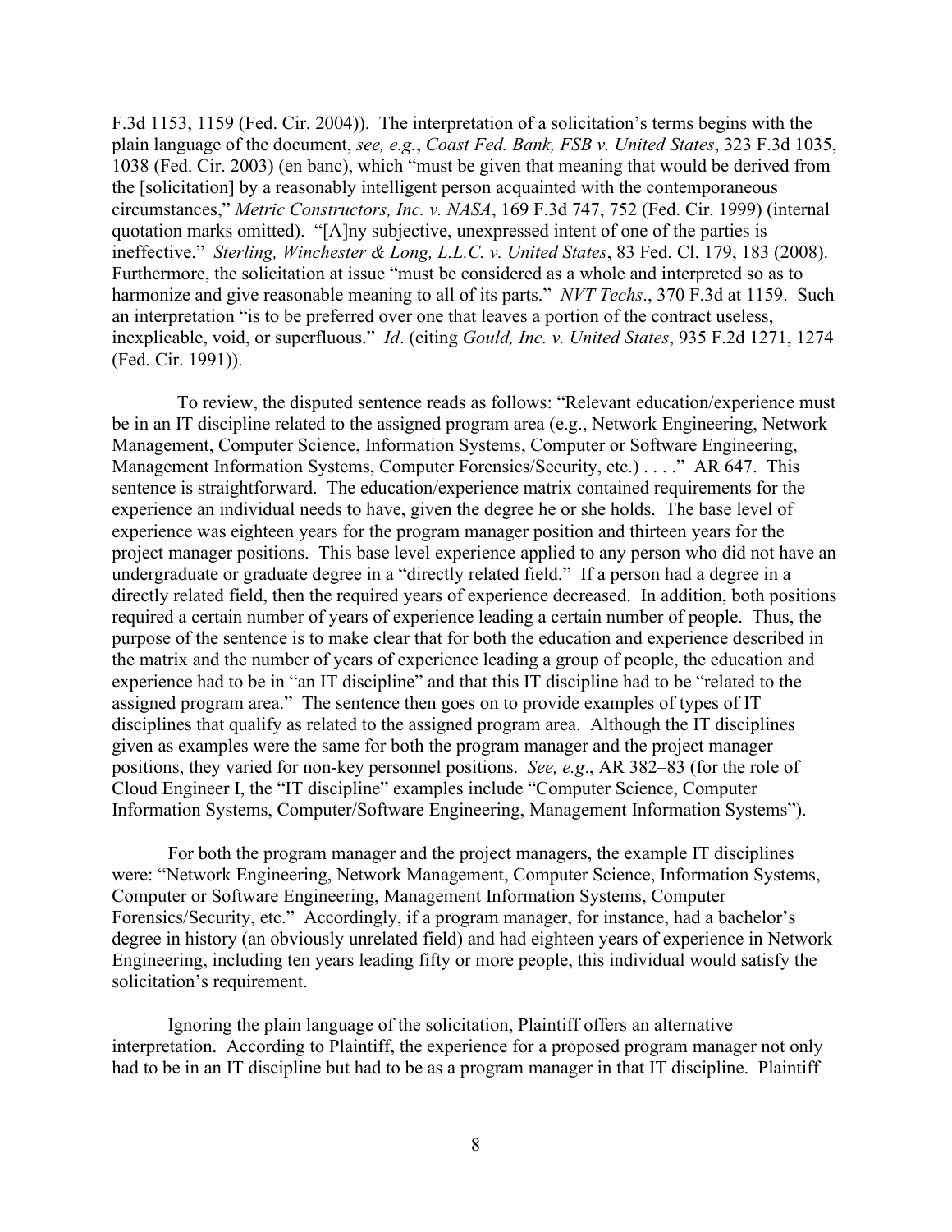F.3d 1153, 1159 (Fed. Cir. 2004)). The interpretation of a solicitation's terms begins with the plain language of the document, *see, e.g.*, *Coast Fed. Bank, FSB v. United States*, 323 F.3d 1035, 1038 (Fed. Cir. 2003) (en banc), which "must be given that meaning that would be derived from the [solicitation] by a reasonably intelligent person acquainted with the contemporaneous circumstances," *Metric Constructors, Inc. v. NASA*, 169 F.3d 747, 752 (Fed. Cir. 1999) (internal quotation marks omitted). "[A]ny subjective, unexpressed intent of one of the parties is ineffective." *Sterling, Winchester & Long, L.L.C. v. United States*, 83 Fed. Cl. 179, 183 (2008). Furthermore, the solicitation at issue "must be considered as a whole and interpreted so as to harmonize and give reasonable meaning to all of its parts." *NVT Techs*., 370 F.3d at 1159. Such an interpretation "is to be preferred over one that leaves a portion of the contract useless, inexplicable, void, or superfluous." *Id*. (citing *Gould, Inc. v. United States*, 935 F.2d 1271, 1274 (Fed. Cir. 1991)).

To review, the disputed sentence reads as follows: "Relevant education/experience must be in an IT discipline related to the assigned program area (e.g., Network Engineering, Network Management, Computer Science, Information Systems, Computer or Software Engineering, Management Information Systems, Computer Forensics/Security, etc.) . . . ." AR 647. This sentence is straightforward. The education/experience matrix contained requirements for the experience an individual needs to have, given the degree he or she holds. The base level of experience was eighteen years for the program manager position and thirteen years for the project manager positions. This base level experience applied to any person who did not have an undergraduate or graduate degree in a "directly related field." If a person had a degree in a directly related field, then the required years of experience decreased. In addition, both positions required a certain number of years of experience leading a certain number of people. Thus, the purpose of the sentence is to make clear that for both the education and experience described in the matrix and the number of years of experience leading a group of people, the education and experience had to be in "an IT discipline" and that this IT discipline had to be "related to the assigned program area." The sentence then goes on to provide examples of types of IT disciplines that qualify as related to the assigned program area. Although the IT disciplines given as examples were the same for both the program manager and the project manager positions, they varied for non-key personnel positions. *See, e.g*., AR 382–83 (for the role of Cloud Engineer I, the "IT discipline" examples include "Computer Science, Computer Information Systems, Computer/Software Engineering, Management Information Systems").

For both the program manager and the project managers, the example IT disciplines were: "Network Engineering, Network Management, Computer Science, Information Systems, Computer or Software Engineering, Management Information Systems, Computer Forensics/Security, etc." Accordingly, if a program manager, for instance, had a bachelor's degree in history (an obviously unrelated field) and had eighteen years of experience in Network Engineering, including ten years leading fifty or more people, this individual would satisfy the solicitation's requirement.

Ignoring the plain language of the solicitation, Plaintiff offers an alternative interpretation. According to Plaintiff, the experience for a proposed program manager not only had to be in an IT discipline but had to be as a program manager in that IT discipline. Plaintiff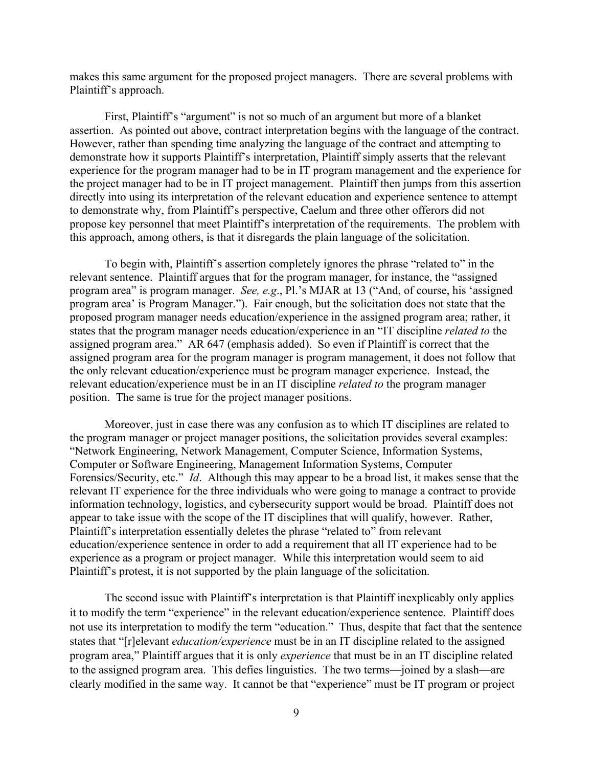makes this same argument for the proposed project managers. There are several problems with Plaintiff's approach.

First, Plaintiff's "argument" is not so much of an argument but more of a blanket assertion. As pointed out above, contract interpretation begins with the language of the contract. However, rather than spending time analyzing the language of the contract and attempting to demonstrate how it supports Plaintiff's interpretation, Plaintiff simply asserts that the relevant experience for the program manager had to be in IT program management and the experience for the project manager had to be in IT project management. Plaintiff then jumps from this assertion directly into using its interpretation of the relevant education and experience sentence to attempt to demonstrate why, from Plaintiff's perspective, Caelum and three other offerors did not propose key personnel that meet Plaintiff's interpretation of the requirements. The problem with this approach, among others, is that it disregards the plain language of the solicitation.

To begin with, Plaintiff's assertion completely ignores the phrase "related to" in the relevant sentence. Plaintiff argues that for the program manager, for instance, the "assigned program area" is program manager. *See, e.g.*, Pl.'s MJAR at 13 ("And, of course, his 'assigned program area' is Program Manager."). Fair enough, but the solicitation does not state that the proposed program manager needs education/experience in the assigned program area; rather, it states that the program manager needs education/experience in an "IT discipline *related to* the assigned program area." AR 647 (emphasis added). So even if Plaintiff is correct that the assigned program area for the program manager is program management, it does not follow that the only relevant education/experience must be program manager experience. Instead, the relevant education/experience must be in an IT discipline *related to* the program manager position. The same is true for the project manager positions.

Moreover, just in case there was any confusion as to which IT disciplines are related to the program manager or project manager positions, the solicitation provides several examples: "Network Engineering, Network Management, Computer Science, Information Systems, Computer or Software Engineering, Management Information Systems, Computer Forensics/Security, etc." *Id*. Although this may appear to be a broad list, it makes sense that the relevant IT experience for the three individuals who were going to manage a contract to provide information technology, logistics, and cybersecurity support would be broad. Plaintiff does not appear to take issue with the scope of the IT disciplines that will qualify, however. Rather, Plaintiff's interpretation essentially deletes the phrase "related to" from relevant education/experience sentence in order to add a requirement that all IT experience had to be experience as a program or project manager. While this interpretation would seem to aid Plaintiff's protest, it is not supported by the plain language of the solicitation.

The second issue with Plaintiff's interpretation is that Plaintiff inexplicably only applies it to modify the term "experience" in the relevant education/experience sentence. Plaintiff does not use its interpretation to modify the term "education." Thus, despite that fact that the sentence states that "[r]elevant *education/experience* must be in an IT discipline related to the assigned program area," Plaintiff argues that it is only *experience* that must be in an IT discipline related to the assigned program area. This defies linguistics. The two terms—joined by a slash—are clearly modified in the same way. It cannot be that "experience" must be IT program or project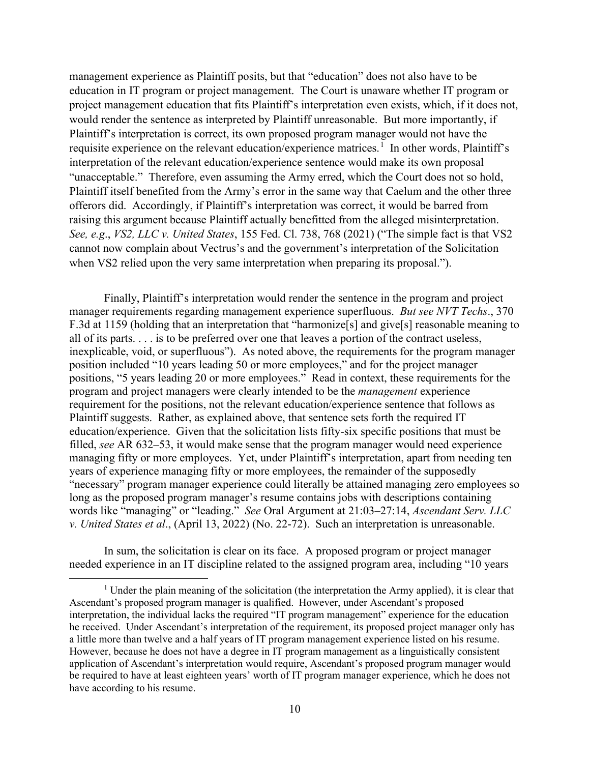management experience as Plaintiff posits, but that "education" does not also have to be education in IT program or project management. The Court is unaware whether IT program or project management education that fits Plaintiff's interpretation even exists, which, if it does not, would render the sentence as interpreted by Plaintiff unreasonable. But more importantly, if Plaintiff's interpretation is correct, its own proposed program manager would not have the requisite experience on the relevant education/experience matrices.[1] In other words, Plaintiff's interpretation of the relevant education/experience sentence would make its own proposal "unacceptable." Therefore, even assuming the Army erred, which the Court does not so hold, Plaintiff itself benefited from the Army's error in the same way that Caelum and the other three offerors did. Accordingly, if Plaintiff's interpretation was correct, it would be barred from raising this argument because Plaintiff actually benefitted from the alleged misinterpretation. *See, e.g*., *VS2, LLC v. United States*, 155 Fed. Cl. 738, 768 (2021) ("The simple fact is that VS2 cannot now complain about Vectrus's and the government's interpretation of the Solicitation when VS2 relied upon the very same interpretation when preparing its proposal.").

Finally, Plaintiff's interpretation would render the sentence in the program and project manager requirements regarding management experience superfluous. *But see NVT Techs*., 370 F.3d at 1159 (holding that an interpretation that "harmonize[s] and give[s] reasonable meaning to all of its parts. . . . is to be preferred over one that leaves a portion of the contract useless, inexplicable, void, or superfluous"). As noted above, the requirements for the program manager position included "10 years leading 50 or more employees," and for the project manager positions, "5 years leading 20 or more employees." Read in context, these requirements for the program and project managers were clearly intended to be the *management* experience requirement for the positions, not the relevant education/experience sentence that follows as Plaintiff suggests. Rather, as explained above, that sentence sets forth the required IT education/experience. Given that the solicitation lists fifty-six specific positions that must be filled, *see* AR 632–53, it would make sense that the program manager would need experience managing fifty or more employees. Yet, under Plaintiff's interpretation, apart from needing ten years of experience managing fifty or more employees, the remainder of the supposedly "necessary" program manager experience could literally be attained managing zero employees so long as the proposed program manager's resume contains jobs with descriptions containing words like "managing" or "leading." *See* Oral Argument at 21:03–27:14, *Ascendant Serv. LLC v. United States et al*., (April 13, 2022) (No. 22-72). Such an interpretation is unreasonable.

In sum, the solicitation is clear on its face. A proposed program or project manager needed experience in an IT discipline related to the assigned program area, including "10 years

[1] Under the plain meaning of the solicitation (the interpretation the Army applied), it is clear that Ascendant's proposed program manager is qualified. However, under Ascendant's proposed interpretation, the individual lacks the required "IT program management" experience for the education he received. Under Ascendant's interpretation of the requirement, its proposed project manager only has a little more than twelve and a half years of IT program management experience listed on his resume. However, because he does not have a degree in IT program management as a linguistically consistent application of Ascendant's interpretation would require, Ascendant's proposed program manager would be required to have at least eighteen years' worth of IT program manager experience, which he does not have according to his resume.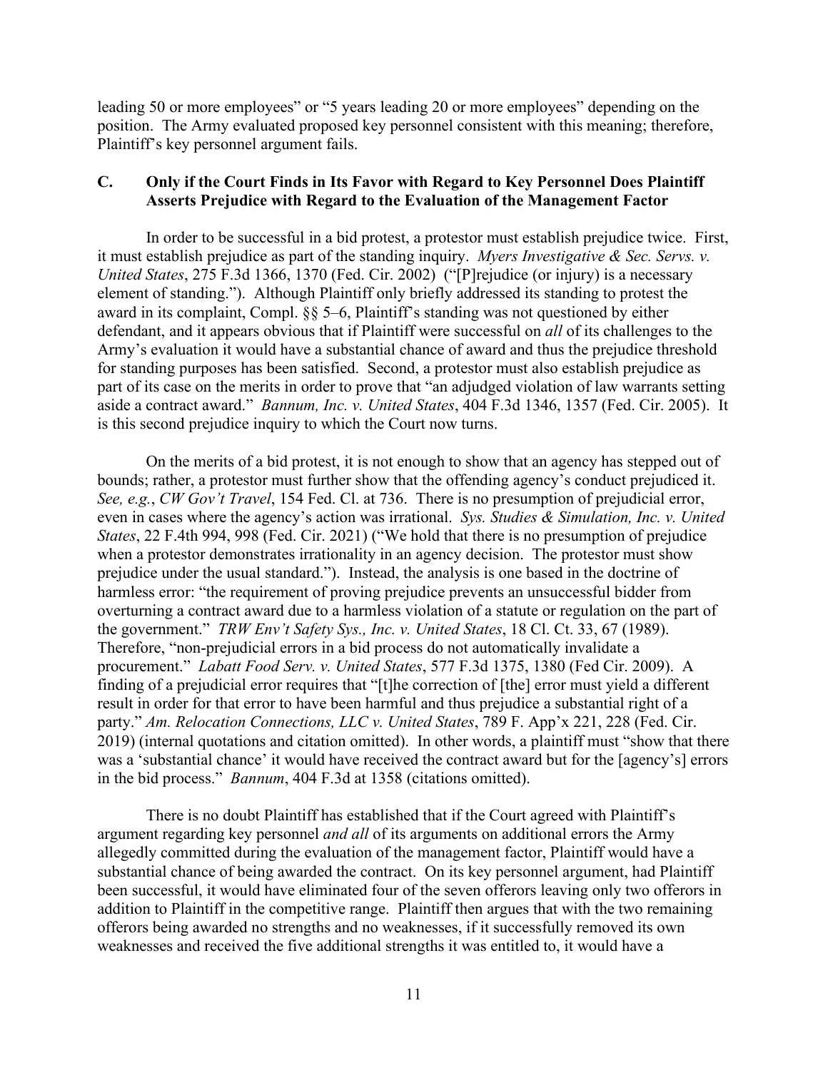leading 50 or more employees" or "5 years leading 20 or more employees" depending on the position. The Army evaluated proposed key personnel consistent with this meaning; therefore, Plaintiff's key personnel argument fails.

### C. Only if the Court Finds in Its Favor with Regard to Key Personnel Does Plaintiff Asserts Prejudice with Regard to the Evaluation of the Management Factor

In order to be successful in a bid protest, a protestor must establish prejudice twice. First, it must establish prejudice as part of the standing inquiry. *Myers Investigative & Sec. Servs. v. United States*, 275 F.3d 1366, 1370 (Fed. Cir. 2002) ("[P]rejudice (or injury) is a necessary element of standing."). Although Plaintiff only briefly addressed its standing to protest the award in its complaint, Compl. §§ 5–6, Plaintiff's standing was not questioned by either defendant, and it appears obvious that if Plaintiff were successful on *all* of its challenges to the Army's evaluation it would have a substantial chance of award and thus the prejudice threshold for standing purposes has been satisfied. Second, a protestor must also establish prejudice as part of its case on the merits in order to prove that "an adjudged violation of law warrants setting aside a contract award." *Bannum, Inc. v. United States*, 404 F.3d 1346, 1357 (Fed. Cir. 2005). It is this second prejudice inquiry to which the Court now turns.

On the merits of a bid protest, it is not enough to show that an agency has stepped out of bounds; rather, a protestor must further show that the offending agency's conduct prejudiced it. *See, e.g.*, *CW Gov't Travel*, 154 Fed. Cl. at 736. There is no presumption of prejudicial error, even in cases where the agency's action was irrational. *Sys. Studies & Simulation, Inc. v. United States*, 22 F.4th 994, 998 (Fed. Cir. 2021) ("We hold that there is no presumption of prejudice when a protestor demonstrates irrationality in an agency decision. The protestor must show prejudice under the usual standard."). Instead, the analysis is one based in the doctrine of harmless error: "the requirement of proving prejudice prevents an unsuccessful bidder from overturning a contract award due to a harmless violation of a statute or regulation on the part of the government." *TRW Env't Safety Sys., Inc. v. United States*, 18 Cl. Ct. 33, 67 (1989). Therefore, "non-prejudicial errors in a bid process do not automatically invalidate a procurement." *Labatt Food Serv. v. United States*, 577 F.3d 1375, 1380 (Fed Cir. 2009). A finding of a prejudicial error requires that "[t]he correction of [the] error must yield a different result in order for that error to have been harmful and thus prejudice a substantial right of a party." *Am. Relocation Connections, LLC v. United States*, 789 F. App'x 221, 228 (Fed. Cir. 2019) (internal quotations and citation omitted). In other words, a plaintiff must "show that there was a 'substantial chance' it would have received the contract award but for the [agency's] errors in the bid process." *Bannum*, 404 F.3d at 1358 (citations omitted).

There is no doubt Plaintiff has established that if the Court agreed with Plaintiff's argument regarding key personnel *and all* of its arguments on additional errors the Army allegedly committed during the evaluation of the management factor, Plaintiff would have a substantial chance of being awarded the contract. On its key personnel argument, had Plaintiff been successful, it would have eliminated four of the seven offerors leaving only two offerors in addition to Plaintiff in the competitive range. Plaintiff then argues that with the two remaining offerors being awarded no strengths and no weaknesses, if it successfully removed its own weaknesses and received the five additional strengths it was entitled to, it would have a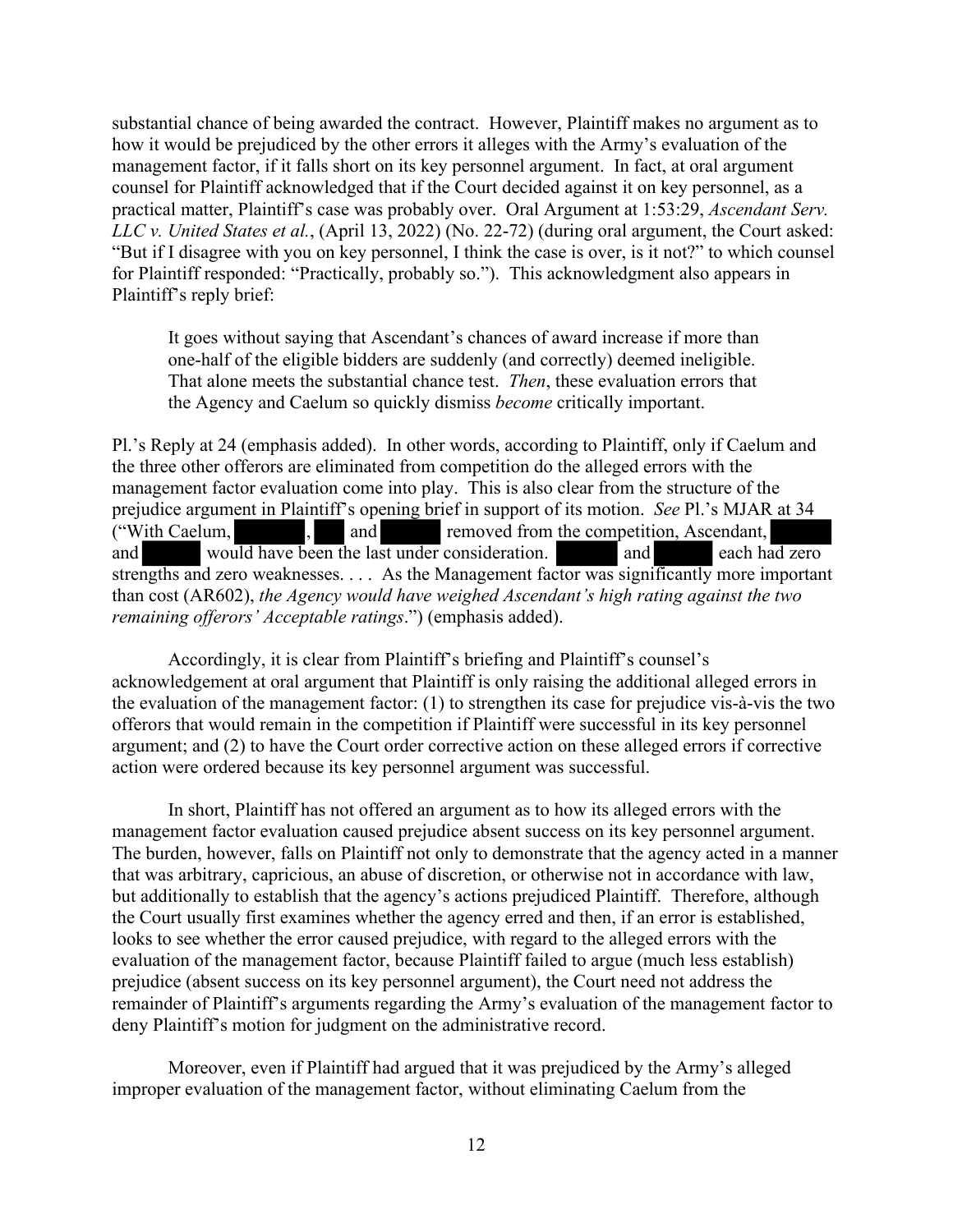substantial chance of being awarded the contract. However, Plaintiff makes no argument as to how it would be prejudiced by the other errors it alleges with the Army's evaluation of the management factor, if it falls short on its key personnel argument. In fact, at oral argument counsel for Plaintiff acknowledged that if the Court decided against it on key personnel, as a practical matter, Plaintiff's case was probably over. Oral Argument at 1:53:29, *Ascendant Serv. LLC v. United States et al.*, (April 13, 2022) (No. 22-72) (during oral argument, the Court asked: "But if I disagree with you on key personnel, I think the case is over, is it not?" to which counsel for Plaintiff responded: "Practically, probably so."). This acknowledgment also appears in Plaintiff's reply brief:

> It goes without saying that Ascendant's chances of award increase if more than one-half of the eligible bidders are suddenly (and correctly) deemed ineligible. That alone meets the substantial chance test. *Then*, these evaluation errors that the Agency and Caelum so quickly dismiss *become* critically important.

Pl.'s Reply at 24 (emphasis added). In other words, according to Plaintiff, only if Caelum and the three other offerors are eliminated from competition do the alleged errors with the management factor evaluation come into play. This is also clear from the structure of the prejudice argument in Plaintiff's opening brief in support of its motion. *See* Pl.'s MJAR at 34 ("With Caelum, [REDACTED], [REDACTED] and [REDACTED] removed from the competition, Ascendant, [REDACTED] and [REDACTED] would have been the last under consideration. [REDACTED] and [REDACTED] each had zero strengths and zero weaknesses. . . . As the Management factor was significantly more important than cost (AR602), *the Agency would have weighed Ascendant's high rating against the two remaining offerors' Acceptable ratings*.") (emphasis added).

Accordingly, it is clear from Plaintiff's briefing and Plaintiff's counsel's acknowledgement at oral argument that Plaintiff is only raising the additional alleged errors in the evaluation of the management factor: (1) to strengthen its case for prejudice vis-à-vis the two offerors that would remain in the competition if Plaintiff were successful in its key personnel argument; and (2) to have the Court order corrective action on these alleged errors if corrective action were ordered because its key personnel argument was successful.

In short, Plaintiff has not offered an argument as to how its alleged errors with the management factor evaluation caused prejudice absent success on its key personnel argument. The burden, however, falls on Plaintiff not only to demonstrate that the agency acted in a manner that was arbitrary, capricious, an abuse of discretion, or otherwise not in accordance with law, but additionally to establish that the agency's actions prejudiced Plaintiff. Therefore, although the Court usually first examines whether the agency erred and then, if an error is established, looks to see whether the error caused prejudice, with regard to the alleged errors with the evaluation of the management factor, because Plaintiff failed to argue (much less establish) prejudice (absent success on its key personnel argument), the Court need not address the remainder of Plaintiff's arguments regarding the Army's evaluation of the management factor to deny Plaintiff's motion for judgment on the administrative record.

Moreover, even if Plaintiff had argued that it was prejudiced by the Army's alleged improper evaluation of the management factor, without eliminating Caelum from the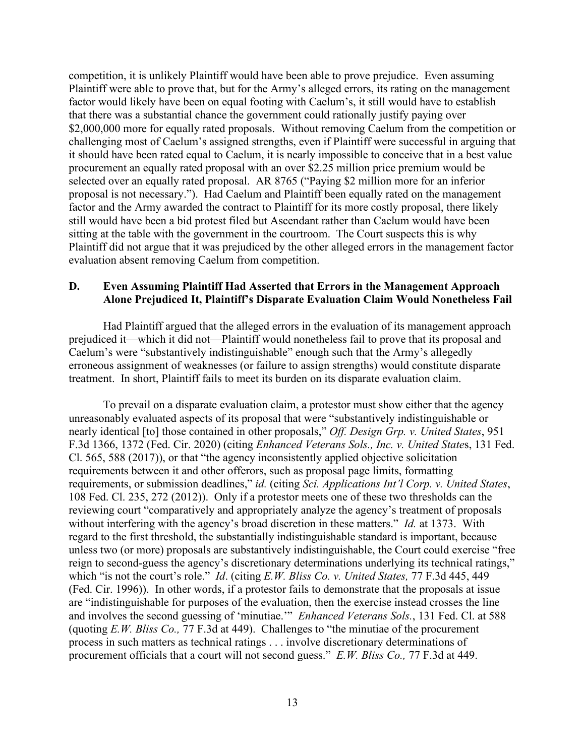competition, it is unlikely Plaintiff would have been able to prove prejudice. Even assuming Plaintiff were able to prove that, but for the Army's alleged errors, its rating on the management factor would likely have been on equal footing with Caelum's, it still would have to establish that there was a substantial chance the government could rationally justify paying over $2,000,000 more for equally rated proposals. Without removing Caelum from the competition or challenging most of Caelum's assigned strengths, even if Plaintiff were successful in arguing that it should have been rated equal to Caelum, it is nearly impossible to conceive that in a best value procurement an equally rated proposal with an over $2.25 million price premium would be selected over an equally rated proposal. AR 8765 ("Paying $2 million more for an inferior proposal is not necessary."). Had Caelum and Plaintiff been equally rated on the management factor and the Army awarded the contract to Plaintiff for its more costly proposal, there likely still would have been a bid protest filed but Ascendant rather than Caelum would have been sitting at the table with the government in the courtroom. The Court suspects this is why Plaintiff did not argue that it was prejudiced by the other alleged errors in the management factor evaluation absent removing Caelum from competition.

### D. Even Assuming Plaintiff Had Asserted that Errors in the Management Approach Alone Prejudiced It, Plaintiff's Disparate Evaluation Claim Would Nonetheless Fail

Had Plaintiff argued that the alleged errors in the evaluation of its management approach prejudiced it—which it did not—Plaintiff would nonetheless fail to prove that its proposal and Caelum's were "substantively indistinguishable" enough such that the Army's allegedly erroneous assignment of weaknesses (or failure to assign strengths) would constitute disparate treatment. In short, Plaintiff fails to meet its burden on its disparate evaluation claim.

To prevail on a disparate evaluation claim, a protestor must show either that the agency unreasonably evaluated aspects of its proposal that were "substantively indistinguishable or nearly identical [to] those contained in other proposals," *Off. Design Grp. v. United States*, 951 F.3d 1366, 1372 (Fed. Cir. 2020) (citing *Enhanced Veterans Sols., Inc. v. United State*s, 131 Fed. Cl. 565, 588 (2017)), or that "the agency inconsistently applied objective solicitation requirements between it and other offerors, such as proposal page limits, formatting requirements, or submission deadlines," *id.* (citing *Sci. Applications Int'l Corp. v. United States*, 108 Fed. Cl. 235, 272 (2012)). Only if a protestor meets one of these two thresholds can the reviewing court "comparatively and appropriately analyze the agency's treatment of proposals without interfering with the agency's broad discretion in these matters." *Id.* at 1373. With regard to the first threshold, the substantially indistinguishable standard is important, because unless two (or more) proposals are substantively indistinguishable, the Court could exercise "free reign to second-guess the agency's discretionary determinations underlying its technical ratings," which "is not the court's role." *Id*. (citing *E.W. Bliss Co. v. United States,* 77 F.3d 445, 449 (Fed. Cir. 1996)). In other words, if a protestor fails to demonstrate that the proposals at issue are "indistinguishable for purposes of the evaluation, then the exercise instead crosses the line and involves the second guessing of 'minutiae.'" *Enhanced Veterans Sols.*, 131 Fed. Cl. at 588 (quoting *E.W. Bliss Co.,* 77 F.3d at 449). Challenges to "the minutiae of the procurement process in such matters as technical ratings . . . involve discretionary determinations of procurement officials that a court will not second guess." *E.W. Bliss Co.,* 77 F.3d at 449.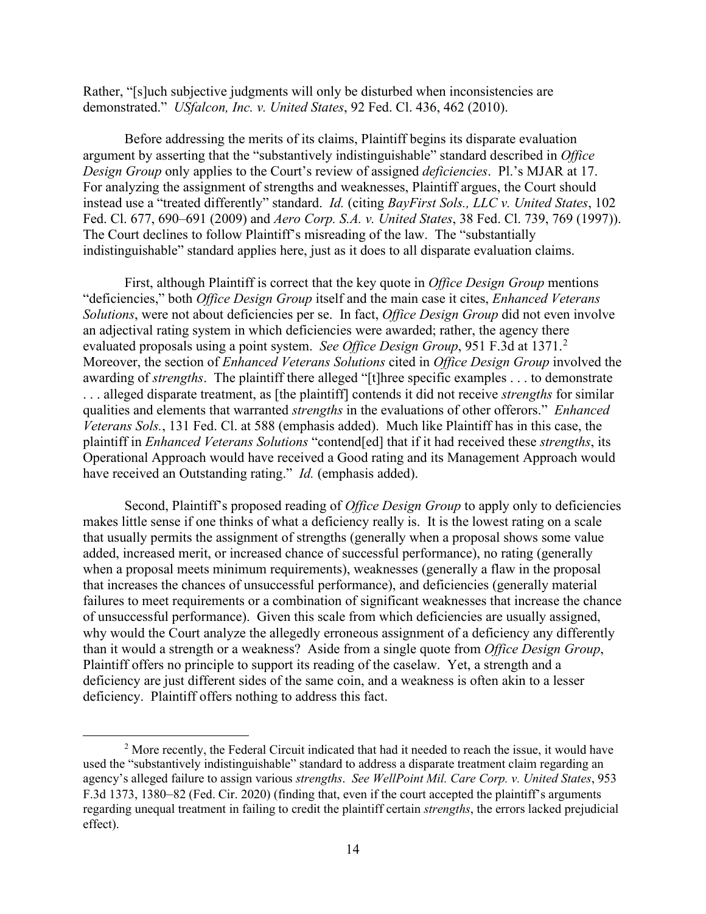Rather, "[s]uch subjective judgments will only be disturbed when inconsistencies are demonstrated." *USfalcon, Inc. v. United States*, 92 Fed. Cl. 436, 462 (2010).

Before addressing the merits of its claims, Plaintiff begins its disparate evaluation argument by asserting that the "substantively indistinguishable" standard described in *Office Design Group* only applies to the Court's review of assigned *deficiencies*. Pl.'s MJAR at 17. For analyzing the assignment of strengths and weaknesses, Plaintiff argues, the Court should instead use a "treated differently" standard. *Id.* (citing *BayFirst Sols., LLC v. United States*, 102 Fed. Cl. 677, 690–691 (2009) and *Aero Corp. S.A. v. United States*, 38 Fed. Cl. 739, 769 (1997)). The Court declines to follow Plaintiff's misreading of the law. The "substantially indistinguishable" standard applies here, just as it does to all disparate evaluation claims.

First, although Plaintiff is correct that the key quote in *Office Design Group* mentions "deficiencies," both *Office Design Group* itself and the main case it cites, *Enhanced Veterans Solutions*, were not about deficiencies per se. In fact, *Office Design Group* did not even involve an adjectival rating system in which deficiencies were awarded; rather, the agency there evaluated proposals using a point system. *See Office Design Group*, 951 F.3d at 1371.[2] Moreover, the section of *Enhanced Veterans Solutions* cited in *Office Design Group* involved the awarding of *strengths*. The plaintiff there alleged "[t]hree specific examples . . . to demonstrate . . . alleged disparate treatment, as [the plaintiff] contends it did not receive *strengths* for similar qualities and elements that warranted *strengths* in the evaluations of other offerors." *Enhanced Veterans Sols.*, 131 Fed. Cl. at 588 (emphasis added). Much like Plaintiff has in this case, the plaintiff in *Enhanced Veterans Solutions* "contend[ed] that if it had received these *strengths*, its Operational Approach would have received a Good rating and its Management Approach would have received an Outstanding rating." *Id.* (emphasis added).

Second, Plaintiff's proposed reading of *Office Design Group* to apply only to deficiencies makes little sense if one thinks of what a deficiency really is. It is the lowest rating on a scale that usually permits the assignment of strengths (generally when a proposal shows some value added, increased merit, or increased chance of successful performance), no rating (generally when a proposal meets minimum requirements), weaknesses (generally a flaw in the proposal that increases the chances of unsuccessful performance), and deficiencies (generally material failures to meet requirements or a combination of significant weaknesses that increase the chance of unsuccessful performance). Given this scale from which deficiencies are usually assigned, why would the Court analyze the allegedly erroneous assignment of a deficiency any differently than it would a strength or a weakness? Aside from a single quote from *Office Design Group*, Plaintiff offers no principle to support its reading of the caselaw. Yet, a strength and a deficiency are just different sides of the same coin, and a weakness is often akin to a lesser deficiency. Plaintiff offers nothing to address this fact.

[2] More recently, the Federal Circuit indicated that had it needed to reach the issue, it would have used the "substantively indistinguishable" standard to address a disparate treatment claim regarding an agency's alleged failure to assign various *strengths*. *See WellPoint Mil. Care Corp. v. United States*, 953 F.3d 1373, 1380–82 (Fed. Cir. 2020) (finding that, even if the court accepted the plaintiff's arguments regarding unequal treatment in failing to credit the plaintiff certain *strengths*, the errors lacked prejudicial effect).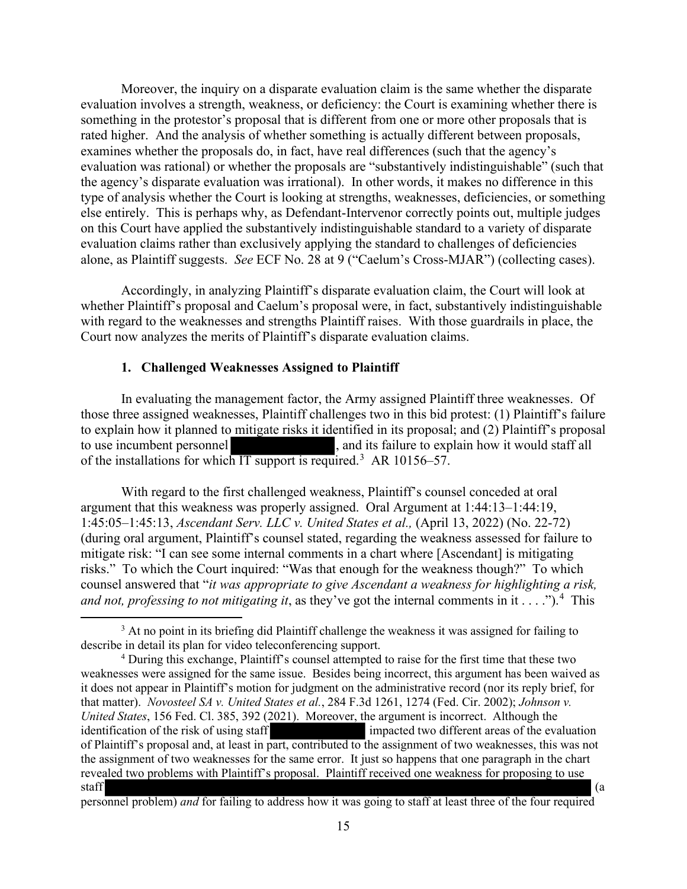Moreover, the inquiry on a disparate evaluation claim is the same whether the disparate evaluation involves a strength, weakness, or deficiency: the Court is examining whether there is something in the protestor's proposal that is different from one or more other proposals that is rated higher. And the analysis of whether something is actually different between proposals, examines whether the proposals do, in fact, have real differences (such that the agency's evaluation was rational) or whether the proposals are "substantively indistinguishable" (such that the agency's disparate evaluation was irrational). In other words, it makes no difference in this type of analysis whether the Court is looking at strengths, weaknesses, deficiencies, or something else entirely. This is perhaps why, as Defendant-Intervenor correctly points out, multiple judges on this Court have applied the substantively indistinguishable standard to a variety of disparate evaluation claims rather than exclusively applying the standard to challenges of deficiencies alone, as Plaintiff suggests. *See* ECF No. 28 at 9 ("Caelum's Cross-MJAR") (collecting cases).

Accordingly, in analyzing Plaintiff's disparate evaluation claim, the Court will look at whether Plaintiff's proposal and Caelum's proposal were, in fact, substantively indistinguishable with regard to the weaknesses and strengths Plaintiff raises. With those guardrails in place, the Court now analyzes the merits of Plaintiff's disparate evaluation claims.

### 1. Challenged Weaknesses Assigned to Plaintiff

In evaluating the management factor, the Army assigned Plaintiff three weaknesses. Of those three assigned weaknesses, Plaintiff challenges two in this bid protest: (1) Plaintiff's failure to explain how it planned to mitigate risks it identified in its proposal; and (2) Plaintiff's proposal to use incumbent personnel [REDACTED], and its failure to explain how it would staff all of the installations for which IT support is required.[3] AR 10156–57.

With regard to the first challenged weakness, Plaintiff's counsel conceded at oral argument that this weakness was properly assigned. Oral Argument at 1:44:13–1:44:19, 1:45:05–1:45:13, *Ascendant Serv. LLC v. United States et al.,* (April 13, 2022) (No. 22-72) (during oral argument, Plaintiff's counsel stated, regarding the weakness assessed for failure to mitigate risk: "I can see some internal comments in a chart where [Ascendant] is mitigating risks." To which the Court inquired: "Was that enough for the weakness though?" To which counsel answered that "*it was appropriate to give Ascendant a weakness for highlighting a risk, and not, professing to not mitigating it*, as they've got the internal comments in it . . . .").[4] This

---

[3] At no point in its briefing did Plaintiff challenge the weakness it was assigned for failing to describe in detail its plan for video teleconferencing support.

[4] During this exchange, Plaintiff's counsel attempted to raise for the first time that these two weaknesses were assigned for the same issue. Besides being incorrect, this argument has been waived as it does not appear in Plaintiff's motion for judgment on the administrative record (nor its reply brief, for that matter). *Novosteel SA v. United States et al.*, 284 F.3d 1261, 1274 (Fed. Cir. 2002); *Johnson v. United States*, 156 Fed. Cl. 385, 392 (2021). Moreover, the argument is incorrect. Although the identification of the risk of using staff [REDACTED] impacted two different areas of the evaluation of Plaintiff's proposal and, at least in part, contributed to the assignment of two weaknesses, this was not the assignment of two weaknesses for the same error. It just so happens that one paragraph in the chart revealed two problems with Plaintiff's proposal. Plaintiff received one weakness for proposing to use staff [REDACTED] (a personnel problem) *and* for failing to address how it was going to staff at least three of the four required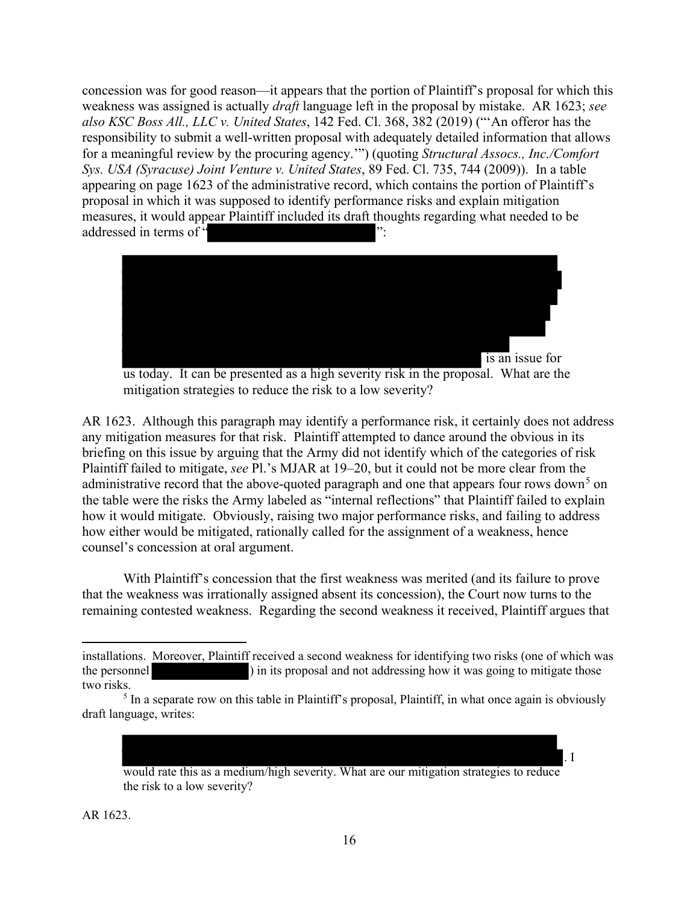concession was for good reason—it appears that the portion of Plaintiff's proposal for which this weakness was assigned is actually *draft* language left in the proposal by mistake. AR 1623; *see also KSC Boss All., LLC v. United States*, 142 Fed. Cl. 368, 382 (2019) ("'An offeror has the responsibility to submit a well-written proposal with adequately detailed information that allows for a meaningful review by the procuring agency.'") (quoting *Structural Assocs., Inc./Comfort Sys. USA (Syracuse) Joint Venture v. United States*, 89 Fed. Cl. 735, 744 (2009)). In a table appearing on page 1623 of the administrative record, which contains the portion of Plaintiff's proposal in which it was supposed to identify performance risks and explain mitigation measures, it would appear Plaintiff included its draft thoughts regarding what needed to be addressed in terms of "[REDACTED]":

> [REDACTED] is an issue for us today. It can be presented as a high severity risk in the proposal. What are the mitigation strategies to reduce the risk to a low severity?

AR 1623. Although this paragraph may identify a performance risk, it certainly does not address any mitigation measures for that risk. Plaintiff attempted to dance around the obvious in its briefing on this issue by arguing that the Army did not identify which of the categories of risk Plaintiff failed to mitigate, *see* Pl.'s MJAR at 19–20, but it could not be more clear from the administrative record that the above-quoted paragraph and one that appears four rows down[5] on the table were the risks the Army labeled as "internal reflections" that Plaintiff failed to explain how it would mitigate. Obviously, raising two major performance risks, and failing to address how either would be mitigated, rationally called for the assignment of a weakness, hence counsel's concession at oral argument.

With Plaintiff's concession that the first weakness was merited (and its failure to prove that the weakness was irrationally assigned absent its concession), the Court now turns to the remaining contested weakness. Regarding the second weakness it received, Plaintiff argues that

---

installations. Moreover, Plaintiff received a second weakness for identifying two risks (one of which was the personnel [REDACTED]) in its proposal and not addressing how it was going to mitigate those two risks.

[5] In a separate row on this table in Plaintiff's proposal, Plaintiff, in what once again is obviously draft language, writes:

> [REDACTED]. I would rate this as a medium/high severity. What are our mitigation strategies to reduce the risk to a low severity?

AR 1623.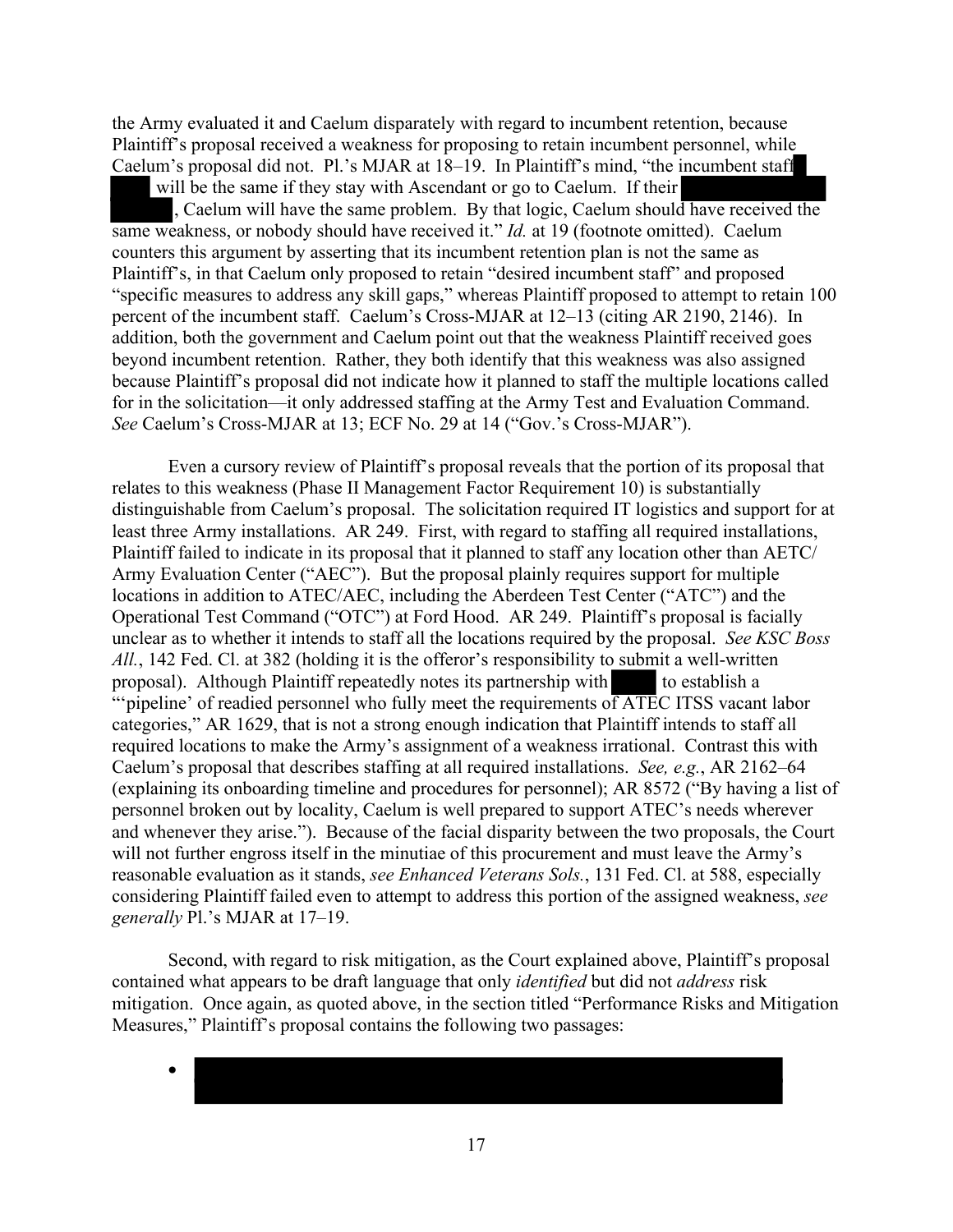the Army evaluated it and Caelum disparately with regard to incumbent retention, because Plaintiff's proposal received a weakness for proposing to retain incumbent personnel, while Caelum's proposal did not. Pl.'s MJAR at 18–19. In Plaintiff's mind, "the incumbent staff ████ will be the same if they stay with Ascendant or go to Caelum. If their ████████ ██████, Caelum will have the same problem. By that logic, Caelum should have received the same weakness, or nobody should have received it." *Id.* at 19 (footnote omitted). Caelum counters this argument by asserting that its incumbent retention plan is not the same as Plaintiff's, in that Caelum only proposed to retain "desired incumbent staff" and proposed "specific measures to address any skill gaps," whereas Plaintiff proposed to attempt to retain 100 percent of the incumbent staff. Caelum's Cross-MJAR at 12–13 (citing AR 2190, 2146). In addition, both the government and Caelum point out that the weakness Plaintiff received goes beyond incumbent retention. Rather, they both identify that this weakness was also assigned because Plaintiff's proposal did not indicate how it planned to staff the multiple locations called for in the solicitation—it only addressed staffing at the Army Test and Evaluation Command. *See* Caelum's Cross-MJAR at 13; ECF No. 29 at 14 ("Gov.'s Cross-MJAR").

Even a cursory review of Plaintiff's proposal reveals that the portion of its proposal that relates to this weakness (Phase II Management Factor Requirement 10) is substantially distinguishable from Caelum's proposal. The solicitation required IT logistics and support for at least three Army installations. AR 249. First, with regard to staffing all required installations, Plaintiff failed to indicate in its proposal that it planned to staff any location other than AETC/ Army Evaluation Center ("AEC"). But the proposal plainly requires support for multiple locations in addition to ATEC/AEC, including the Aberdeen Test Center ("ATC") and the Operational Test Command ("OTC") at Ford Hood. AR 249. Plaintiff's proposal is facially unclear as to whether it intends to staff all the locations required by the proposal. *See KSC Boss All.*, 142 Fed. Cl. at 382 (holding it is the offeror's responsibility to submit a well-written proposal). Although Plaintiff repeatedly notes its partnership with ████ to establish a "'pipeline' of readied personnel who fully meet the requirements of ATEC ITSS vacant labor categories," AR 1629, that is not a strong enough indication that Plaintiff intends to staff all required locations to make the Army's assignment of a weakness irrational. Contrast this with Caelum's proposal that describes staffing at all required installations. *See, e.g.*, AR 2162–64 (explaining its onboarding timeline and procedures for personnel); AR 8572 ("By having a list of personnel broken out by locality, Caelum is well prepared to support ATEC's needs wherever and whenever they arise."). Because of the facial disparity between the two proposals, the Court will not further engross itself in the minutiae of this procurement and must leave the Army's reasonable evaluation as it stands, *see Enhanced Veterans Sols.*, 131 Fed. Cl. at 588, especially considering Plaintiff failed even to attempt to address this portion of the assigned weakness, *see generally* Pl.'s MJAR at 17–19.

Second, with regard to risk mitigation, as the Court explained above, Plaintiff's proposal contained what appears to be draft language that only *identified* but did not *address* risk mitigation. Once again, as quoted above, in the section titled "Performance Risks and Mitigation Measures," Plaintiff's proposal contains the following two passages:

- ████████████████████████████████████████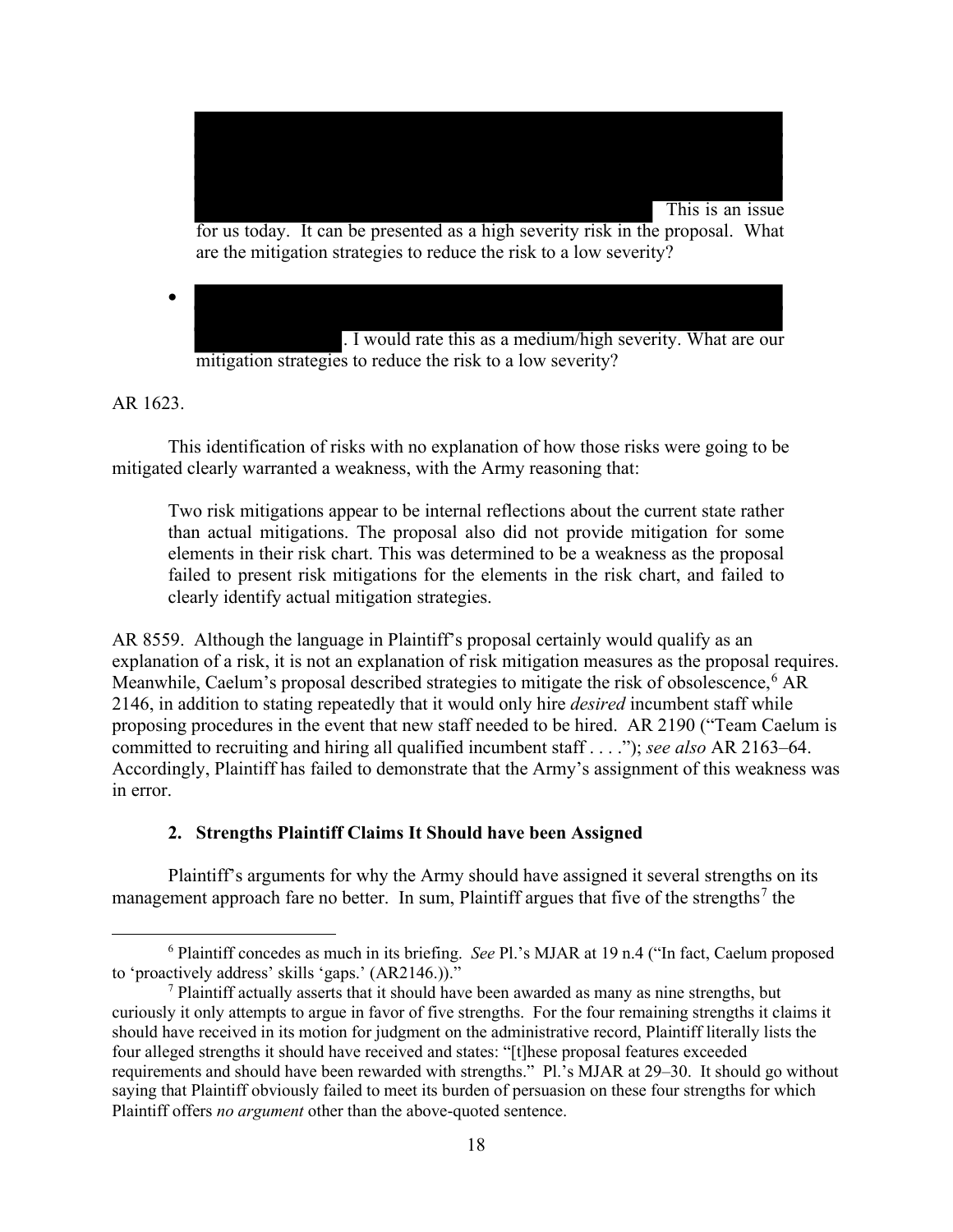This is an issue for us today. It can be presented as a high severity risk in the proposal. What are the mitigation strategies to reduce the risk to a low severity?

- . I would rate this as a medium/high severity. What are our mitigation strategies to reduce the risk to a low severity?

AR 1623.

This identification of risks with no explanation of how those risks were going to be mitigated clearly warranted a weakness, with the Army reasoning that:

> Two risk mitigations appear to be internal reflections about the current state rather than actual mitigations. The proposal also did not provide mitigation for some elements in their risk chart. This was determined to be a weakness as the proposal failed to present risk mitigations for the elements in the risk chart, and failed to clearly identify actual mitigation strategies.

AR 8559. Although the language in Plaintiff's proposal certainly would qualify as an explanation of a risk, it is not an explanation of risk mitigation measures as the proposal requires. Meanwhile, Caelum's proposal described strategies to mitigate the risk of obsolescence,[6] AR 2146, in addition to stating repeatedly that it would only hire *desired* incumbent staff while proposing procedures in the event that new staff needed to be hired. AR 2190 ("Team Caelum is committed to recruiting and hiring all qualified incumbent staff . . . ."); *see also* AR 2163–64. Accordingly, Plaintiff has failed to demonstrate that the Army's assignment of this weakness was in error.

### 2. Strengths Plaintiff Claims It Should have been Assigned

Plaintiff's arguments for why the Army should have assigned it several strengths on its management approach fare no better. In sum, Plaintiff argues that five of the strengths[7] the

---

[6] Plaintiff concedes as much in its briefing. *See* Pl.'s MJAR at 19 n.4 ("In fact, Caelum proposed to 'proactively address' skills 'gaps.' (AR2146.)).")

[7] Plaintiff actually asserts that it should have been awarded as many as nine strengths, but curiously it only attempts to argue in favor of five strengths. For the four remaining strengths it claims it should have received in its motion for judgment on the administrative record, Plaintiff literally lists the four alleged strengths it should have received and states: "[t]hese proposal features exceeded requirements and should have been rewarded with strengths." Pl.'s MJAR at 29–30. It should go without saying that Plaintiff obviously failed to meet its burden of persuasion on these four strengths for which Plaintiff offers *no argument* other than the above-quoted sentence.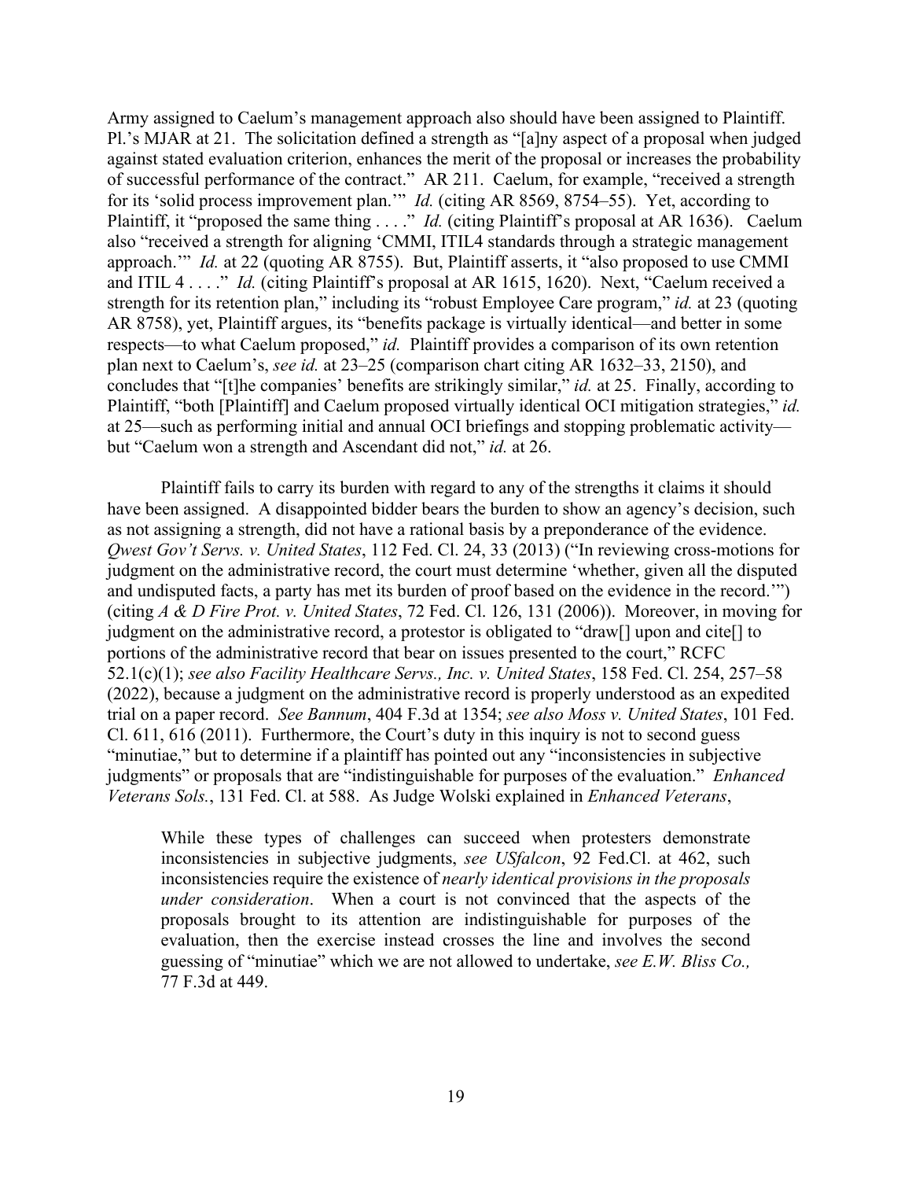Army assigned to Caelum's management approach also should have been assigned to Plaintiff. Pl.'s MJAR at 21. The solicitation defined a strength as "[a]ny aspect of a proposal when judged against stated evaluation criterion, enhances the merit of the proposal or increases the probability of successful performance of the contract." AR 211. Caelum, for example, "received a strength for its 'solid process improvement plan.'" *Id.* (citing AR 8569, 8754–55). Yet, according to Plaintiff, it "proposed the same thing . . . ." *Id.* (citing Plaintiff's proposal at AR 1636). Caelum also "received a strength for aligning 'CMMI, ITIL4 standards through a strategic management approach.'" *Id.* at 22 (quoting AR 8755). But, Plaintiff asserts, it "also proposed to use CMMI and ITIL 4 . . . ." *Id.* (citing Plaintiff's proposal at AR 1615, 1620). Next, "Caelum received a strength for its retention plan," including its "robust Employee Care program," *id.* at 23 (quoting AR 8758), yet, Plaintiff argues, its "benefits package is virtually identical—and better in some respects—to what Caelum proposed," *id.* Plaintiff provides a comparison of its own retention plan next to Caelum's, *see id.* at 23–25 (comparison chart citing AR 1632–33, 2150), and concludes that "[t]he companies' benefits are strikingly similar," *id.* at 25. Finally, according to Plaintiff, "both [Plaintiff] and Caelum proposed virtually identical OCI mitigation strategies," *id.* at 25—such as performing initial and annual OCI briefings and stopping problematic activity—but "Caelum won a strength and Ascendant did not," *id.* at 26.

Plaintiff fails to carry its burden with regard to any of the strengths it claims it should have been assigned. A disappointed bidder bears the burden to show an agency's decision, such as not assigning a strength, did not have a rational basis by a preponderance of the evidence. *Qwest Gov't Servs. v. United States*, 112 Fed. Cl. 24, 33 (2013) ("In reviewing cross-motions for judgment on the administrative record, the court must determine 'whether, given all the disputed and undisputed facts, a party has met its burden of proof based on the evidence in the record.'") (citing *A & D Fire Prot. v. United States*, 72 Fed. Cl. 126, 131 (2006)). Moreover, in moving for judgment on the administrative record, a protestor is obligated to "draw[] upon and cite[] to portions of the administrative record that bear on issues presented to the court," RCFC 52.1(c)(1); *see also Facility Healthcare Servs., Inc. v. United States*, 158 Fed. Cl. 254, 257–58 (2022), because a judgment on the administrative record is properly understood as an expedited trial on a paper record. *See Bannum*, 404 F.3d at 1354; *see also Moss v. United States*, 101 Fed. Cl. 611, 616 (2011). Furthermore, the Court's duty in this inquiry is not to second guess "minutiae," but to determine if a plaintiff has pointed out any "inconsistencies in subjective judgments" or proposals that are "indistinguishable for purposes of the evaluation." *Enhanced Veterans Sols.*, 131 Fed. Cl. at 588. As Judge Wolski explained in *Enhanced Veterans*,

> While these types of challenges can succeed when protesters demonstrate inconsistencies in subjective judgments, *see USfalcon*, 92 Fed.Cl. at 462, such inconsistencies require the existence of *nearly identical provisions in the proposals under consideration*. When a court is not convinced that the aspects of the proposals brought to its attention are indistinguishable for purposes of the evaluation, then the exercise instead crosses the line and involves the second guessing of "minutiae" which we are not allowed to undertake, *see E.W. Bliss Co.,* 77 F.3d at 449.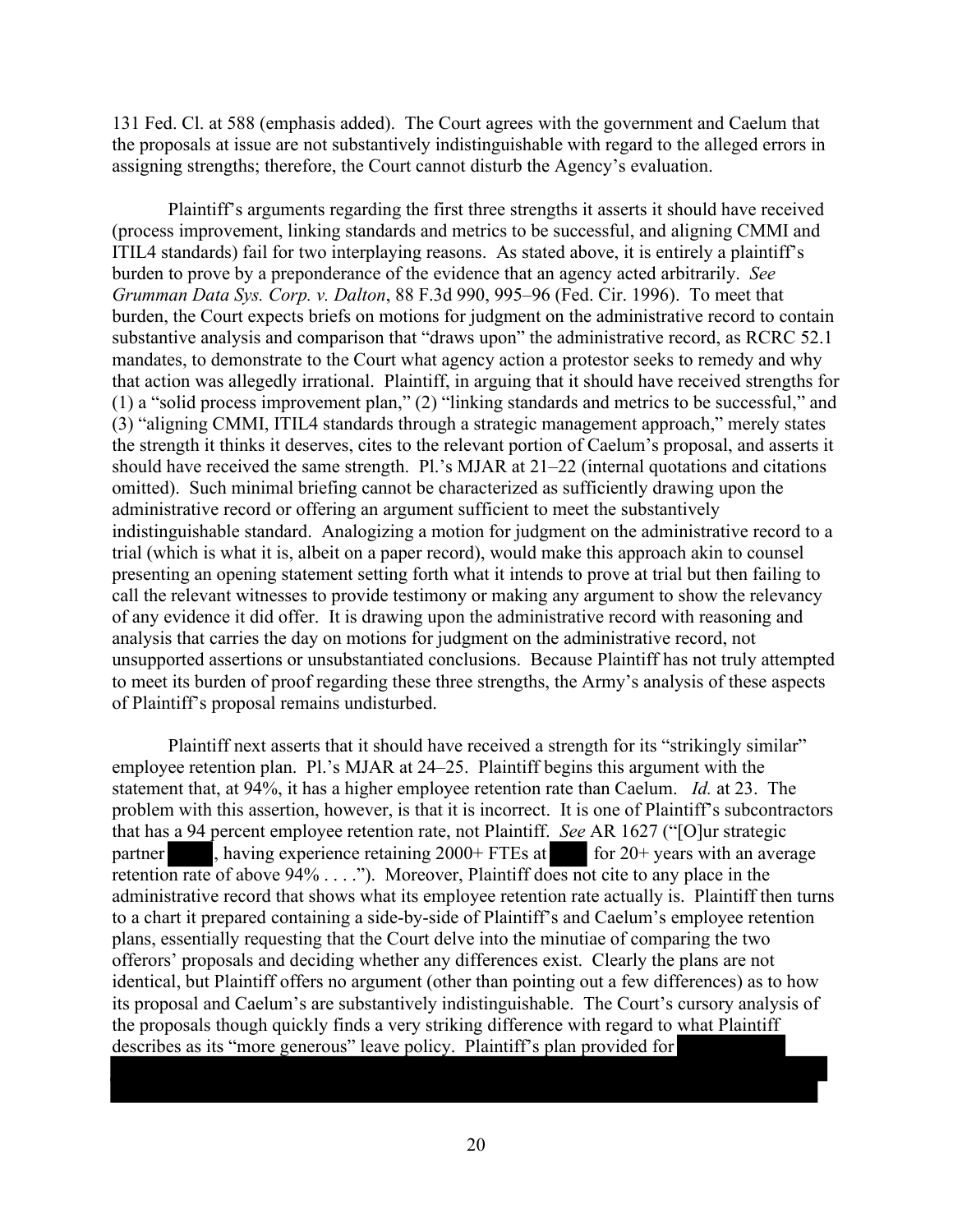131 Fed. Cl. at 588 (emphasis added). The Court agrees with the government and Caelum that the proposals at issue are not substantively indistinguishable with regard to the alleged errors in assigning strengths; therefore, the Court cannot disturb the Agency's evaluation.

Plaintiff's arguments regarding the first three strengths it asserts it should have received (process improvement, linking standards and metrics to be successful, and aligning CMMI and ITIL4 standards) fail for two interplaying reasons. As stated above, it is entirely a plaintiff's burden to prove by a preponderance of the evidence that an agency acted arbitrarily. *See Grumman Data Sys. Corp. v. Dalton*, 88 F.3d 990, 995–96 (Fed. Cir. 1996). To meet that burden, the Court expects briefs on motions for judgment on the administrative record to contain substantive analysis and comparison that "draws upon" the administrative record, as RCRC 52.1 mandates, to demonstrate to the Court what agency action a protestor seeks to remedy and why that action was allegedly irrational. Plaintiff, in arguing that it should have received strengths for (1) a "solid process improvement plan," (2) "linking standards and metrics to be successful," and (3) "aligning CMMI, ITIL4 standards through a strategic management approach," merely states the strength it thinks it deserves, cites to the relevant portion of Caelum's proposal, and asserts it should have received the same strength. Pl.'s MJAR at 21–22 (internal quotations and citations omitted). Such minimal briefing cannot be characterized as sufficiently drawing upon the administrative record or offering an argument sufficient to meet the substantively indistinguishable standard. Analogizing a motion for judgment on the administrative record to a trial (which is what it is, albeit on a paper record), would make this approach akin to counsel presenting an opening statement setting forth what it intends to prove at trial but then failing to call the relevant witnesses to provide testimony or making any argument to show the relevancy of any evidence it did offer. It is drawing upon the administrative record with reasoning and analysis that carries the day on motions for judgment on the administrative record, not unsupported assertions or unsubstantiated conclusions. Because Plaintiff has not truly attempted to meet its burden of proof regarding these three strengths, the Army's analysis of these aspects of Plaintiff's proposal remains undisturbed.

Plaintiff next asserts that it should have received a strength for its "strikingly similar" employee retention plan. Pl.'s MJAR at 24–25. Plaintiff begins this argument with the statement that, at 94%, it has a higher employee retention rate than Caelum. *Id.* at 23. The problem with this assertion, however, is that it is incorrect. It is one of Plaintiff's subcontractors that has a 94 percent employee retention rate, not Plaintiff. *See* AR 1627 ("[O]ur strategic partner [REDACTED], having experience retaining 2000+ FTEs at [REDACTED] for 20+ years with an average retention rate of above 94% . . . ."). Moreover, Plaintiff does not cite to any place in the administrative record that shows what its employee retention rate actually is. Plaintiff then turns to a chart it prepared containing a side-by-side of Plaintiff's and Caelum's employee retention plans, essentially requesting that the Court delve into the minutiae of comparing the two offerors' proposals and deciding whether any differences exist. Clearly the plans are not identical, but Plaintiff offers no argument (other than pointing out a few differences) as to how its proposal and Caelum's are substantively indistinguishable. The Court's cursory analysis of the proposals though quickly finds a very striking difference with regard to what Plaintiff describes as its "more generous" leave policy. Plaintiff's plan provided for [REDACTED]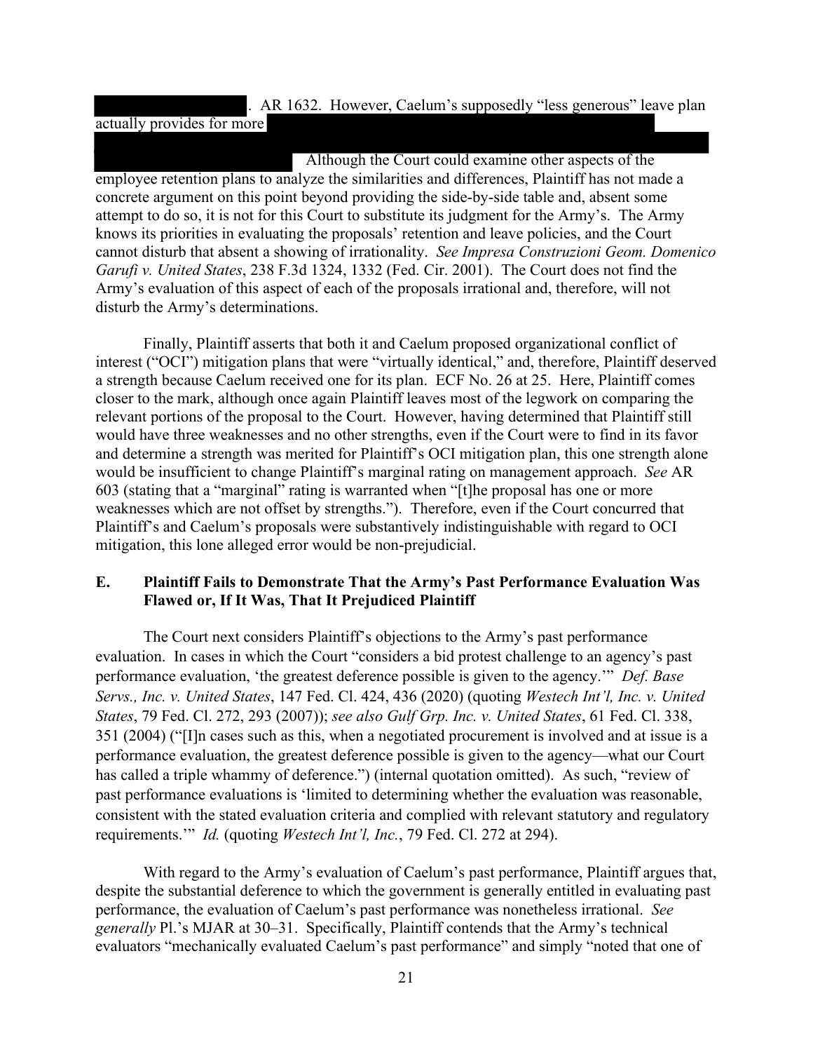. AR 1632. However, Caelum's supposedly "less generous" leave plan actually provides for more Although the Court could examine other aspects of the employee retention plans to analyze the similarities and differences, Plaintiff has not made a concrete argument on this point beyond providing the side-by-side table and, absent some attempt to do so, it is not for this Court to substitute its judgment for the Army's. The Army knows its priorities in evaluating the proposals' retention and leave policies, and the Court cannot disturb that absent a showing of irrationality. *See Impresa Construzioni Geom. Domenico Garufi v. United States*, 238 F.3d 1324, 1332 (Fed. Cir. 2001). The Court does not find the Army's evaluation of this aspect of each of the proposals irrational and, therefore, will not disturb the Army's determinations.

Finally, Plaintiff asserts that both it and Caelum proposed organizational conflict of interest ("OCI") mitigation plans that were "virtually identical," and, therefore, Plaintiff deserved a strength because Caelum received one for its plan. ECF No. 26 at 25. Here, Plaintiff comes closer to the mark, although once again Plaintiff leaves most of the legwork on comparing the relevant portions of the proposal to the Court. However, having determined that Plaintiff still would have three weaknesses and no other strengths, even if the Court were to find in its favor and determine a strength was merited for Plaintiff's OCI mitigation plan, this one strength alone would be insufficient to change Plaintiff's marginal rating on management approach. *See* AR 603 (stating that a "marginal" rating is warranted when "[t]he proposal has one or more weaknesses which are not offset by strengths."). Therefore, even if the Court concurred that Plaintiff's and Caelum's proposals were substantively indistinguishable with regard to OCI mitigation, this lone alleged error would be non-prejudicial.

### E. Plaintiff Fails to Demonstrate That the Army's Past Performance Evaluation Was Flawed or, If It Was, That It Prejudiced Plaintiff

The Court next considers Plaintiff's objections to the Army's past performance evaluation. In cases in which the Court "considers a bid protest challenge to an agency's past performance evaluation, 'the greatest deference possible is given to the agency.'" *Def. Base Servs., Inc. v. United States*, 147 Fed. Cl. 424, 436 (2020) (quoting *Westech Int'l, Inc. v. United States*, 79 Fed. Cl. 272, 293 (2007)); *see also Gulf Grp. Inc. v. United States*, 61 Fed. Cl. 338, 351 (2004) ("[I]n cases such as this, when a negotiated procurement is involved and at issue is a performance evaluation, the greatest deference possible is given to the agency—what our Court has called a triple whammy of deference.") (internal quotation omitted). As such, "review of past performance evaluations is 'limited to determining whether the evaluation was reasonable, consistent with the stated evaluation criteria and complied with relevant statutory and regulatory requirements.'" *Id.* (quoting *Westech Int'l, Inc.*, 79 Fed. Cl. 272 at 294).

With regard to the Army's evaluation of Caelum's past performance, Plaintiff argues that, despite the substantial deference to which the government is generally entitled in evaluating past performance, the evaluation of Caelum's past performance was nonetheless irrational. *See generally* Pl.'s MJAR at 30–31. Specifically, Plaintiff contends that the Army's technical evaluators "mechanically evaluated Caelum's past performance" and simply "noted that one of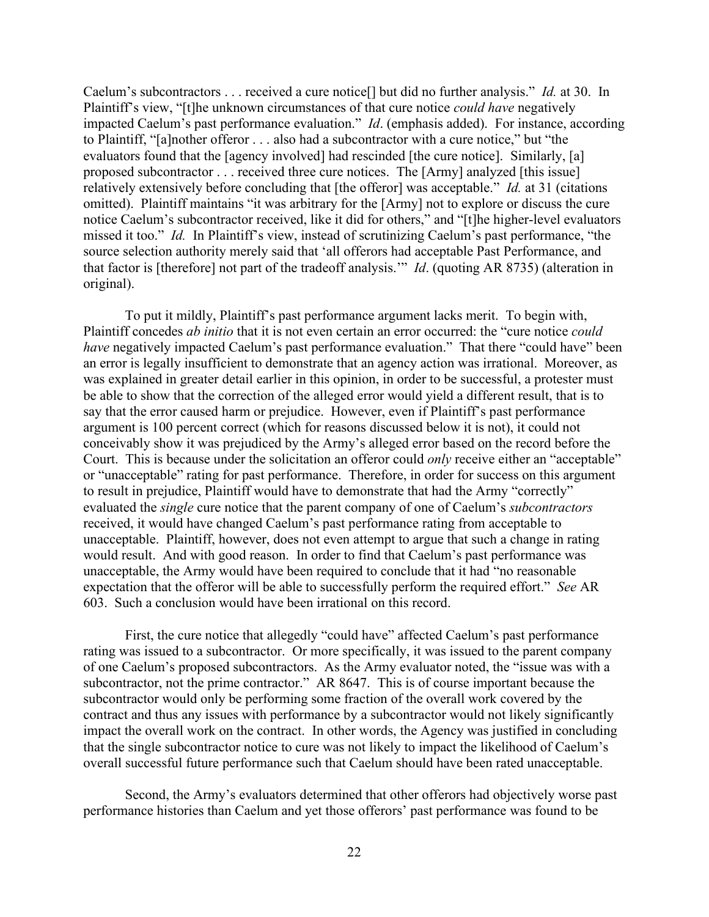Caelum's subcontractors . . . received a cure notice[] but did no further analysis." *Id.* at 30. In Plaintiff's view, "[t]he unknown circumstances of that cure notice *could have* negatively impacted Caelum's past performance evaluation." *Id*. (emphasis added). For instance, according to Plaintiff, "[a]nother offeror . . . also had a subcontractor with a cure notice," but "the evaluators found that the [agency involved] had rescinded [the cure notice]. Similarly, [a] proposed subcontractor . . . received three cure notices. The [Army] analyzed [this issue] relatively extensively before concluding that [the offeror] was acceptable." *Id.* at 31 (citations omitted). Plaintiff maintains "it was arbitrary for the [Army] not to explore or discuss the cure notice Caelum's subcontractor received, like it did for others," and "[t]he higher-level evaluators missed it too." *Id.* In Plaintiff's view, instead of scrutinizing Caelum's past performance, "the source selection authority merely said that 'all offerors had acceptable Past Performance, and that factor is [therefore] not part of the tradeoff analysis.'" *Id*. (quoting AR 8735) (alteration in original).

To put it mildly, Plaintiff's past performance argument lacks merit. To begin with, Plaintiff concedes *ab initio* that it is not even certain an error occurred: the "cure notice *could have* negatively impacted Caelum's past performance evaluation." That there "could have" been an error is legally insufficient to demonstrate that an agency action was irrational. Moreover, as was explained in greater detail earlier in this opinion, in order to be successful, a protester must be able to show that the correction of the alleged error would yield a different result, that is to say that the error caused harm or prejudice. However, even if Plaintiff's past performance argument is 100 percent correct (which for reasons discussed below it is not), it could not conceivably show it was prejudiced by the Army's alleged error based on the record before the Court. This is because under the solicitation an offeror could *only* receive either an "acceptable" or "unacceptable" rating for past performance. Therefore, in order for success on this argument to result in prejudice, Plaintiff would have to demonstrate that had the Army "correctly" evaluated the *single* cure notice that the parent company of one of Caelum's *subcontractors* received, it would have changed Caelum's past performance rating from acceptable to unacceptable. Plaintiff, however, does not even attempt to argue that such a change in rating would result. And with good reason. In order to find that Caelum's past performance was unacceptable, the Army would have been required to conclude that it had "no reasonable expectation that the offeror will be able to successfully perform the required effort." *See* AR 603. Such a conclusion would have been irrational on this record.

First, the cure notice that allegedly "could have" affected Caelum's past performance rating was issued to a subcontractor. Or more specifically, it was issued to the parent company of one Caelum's proposed subcontractors. As the Army evaluator noted, the "issue was with a subcontractor, not the prime contractor." AR 8647. This is of course important because the subcontractor would only be performing some fraction of the overall work covered by the contract and thus any issues with performance by a subcontractor would not likely significantly impact the overall work on the contract. In other words, the Agency was justified in concluding that the single subcontractor notice to cure was not likely to impact the likelihood of Caelum's overall successful future performance such that Caelum should have been rated unacceptable.

Second, the Army's evaluators determined that other offerors had objectively worse past performance histories than Caelum and yet those offerors' past performance was found to be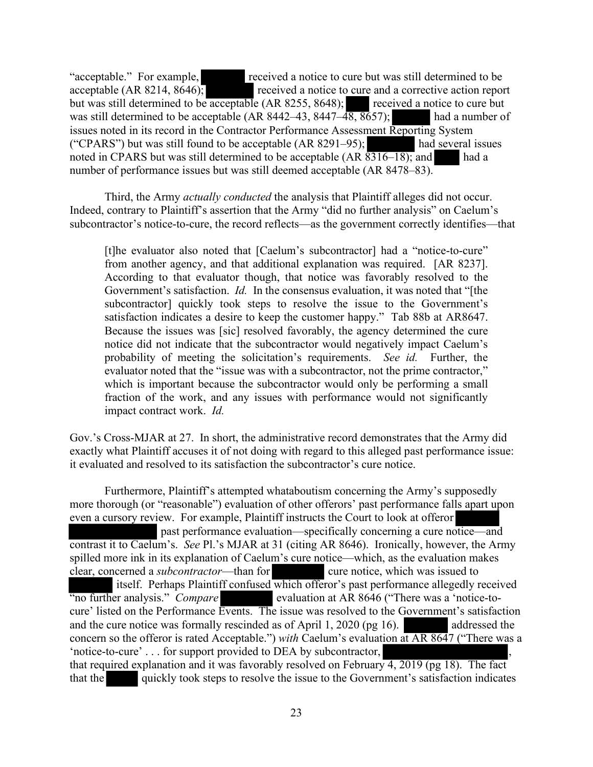"acceptable." For example, [REDACTED] received a notice to cure but was still determined to be acceptable (AR 8214, 8646); [REDACTED] received a notice to cure and a corrective action report but was still determined to be acceptable (AR 8255, 8648); [REDACTED] received a notice to cure but was still determined to be acceptable (AR 8442–43, 8447–48, 8657); [REDACTED] had a number of issues noted in its record in the Contractor Performance Assessment Reporting System ("CPARS") but was still found to be acceptable (AR 8291–95); [REDACTED] had several issues noted in CPARS but was still determined to be acceptable (AR 8316–18); and [REDACTED] had a number of performance issues but was still deemed acceptable (AR 8478–83).

Third, the Army *actually conducted* the analysis that Plaintiff alleges did not occur. Indeed, contrary to Plaintiff's assertion that the Army "did no further analysis" on Caelum's subcontractor's notice-to-cure, the record reflects—as the government correctly identifies—that

> [t]he evaluator also noted that [Caelum's subcontractor] had a "notice-to-cure" from another agency, and that additional explanation was required. [AR 8237]. According to that evaluator though, that notice was favorably resolved to the Government's satisfaction. *Id.* In the consensus evaluation, it was noted that "[the subcontractor] quickly took steps to resolve the issue to the Government's satisfaction indicates a desire to keep the customer happy." Tab 88b at AR8647. Because the issues was [sic] resolved favorably, the agency determined the cure notice did not indicate that the subcontractor would negatively impact Caelum's probability of meeting the solicitation's requirements. *See id.* Further, the evaluator noted that the "issue was with a subcontractor, not the prime contractor," which is important because the subcontractor would only be performing a small fraction of the work, and any issues with performance would not significantly impact contract work. *Id.*

Gov.'s Cross-MJAR at 27. In short, the administrative record demonstrates that the Army did exactly what Plaintiff accuses it of not doing with regard to this alleged past performance issue: it evaluated and resolved to its satisfaction the subcontractor's cure notice.

Furthermore, Plaintiff's attempted whataboutism concerning the Army's supposedly more thorough (or "reasonable") evaluation of other offerors' past performance falls apart upon even a cursory review. For example, Plaintiff instructs the Court to look at offeror [REDACTED] past performance evaluation—specifically concerning a cure notice—and contrast it to Caelum's. *See* Pl.'s MJAR at 31 (citing AR 8646). Ironically, however, the Army spilled more ink in its explanation of Caelum's cure notice—which, as the evaluation makes clear, concerned a *subcontractor*—than for [REDACTED] cure notice, which was issued to [REDACTED] itself. Perhaps Plaintiff confused which offeror's past performance allegedly received "no further analysis." *Compare* [REDACTED] evaluation at AR 8646 ("There was a 'notice-to-cure' listed on the Performance Events. The issue was resolved to the Government's satisfaction and the cure notice was formally rescinded as of April 1, 2020 (pg 16). [REDACTED] addressed the concern so the offeror is rated Acceptable.") *with* Caelum's evaluation at AR 8647 ("There was a 'notice-to-cure' . . . for support provided to DEA by subcontractor, [REDACTED], that required explanation and it was favorably resolved on February 4, 2019 (pg 18). The fact that the [REDACTED] quickly took steps to resolve the issue to the Government's satisfaction indicates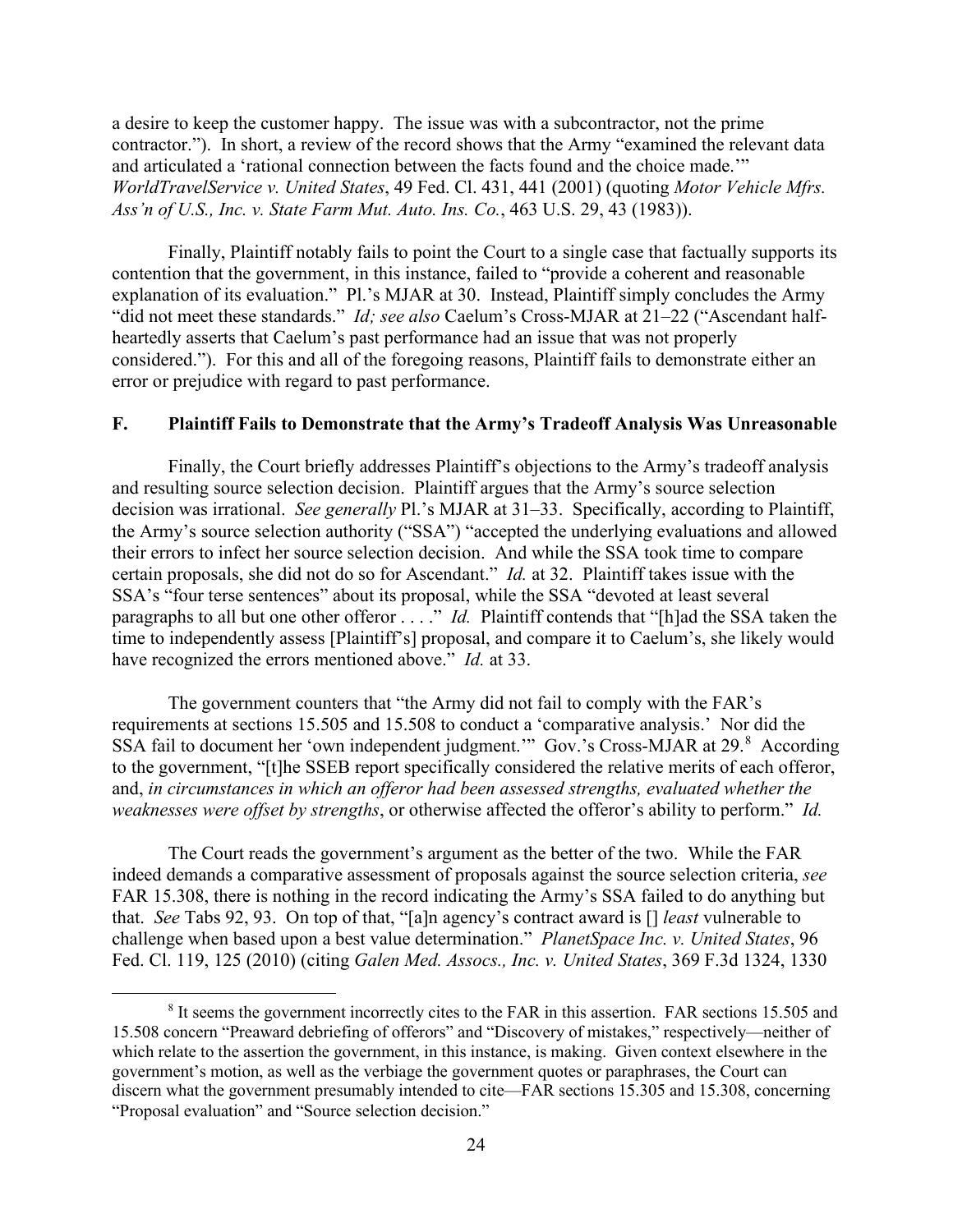a desire to keep the customer happy. The issue was with a subcontractor, not the prime contractor."). In short, a review of the record shows that the Army "examined the relevant data and articulated a 'rational connection between the facts found and the choice made.'" *WorldTravelService v. United States*, 49 Fed. Cl. 431, 441 (2001) (quoting *Motor Vehicle Mfrs. Ass'n of U.S., Inc. v. State Farm Mut. Auto. Ins. Co.*, 463 U.S. 29, 43 (1983)).

Finally, Plaintiff notably fails to point the Court to a single case that factually supports its contention that the government, in this instance, failed to "provide a coherent and reasonable explanation of its evaluation." Pl.'s MJAR at 30. Instead, Plaintiff simply concludes the Army "did not meet these standards." *Id; see also* Caelum's Cross-MJAR at 21–22 ("Ascendant half-heartedly asserts that Caelum's past performance had an issue that was not properly considered."). For this and all of the foregoing reasons, Plaintiff fails to demonstrate either an error or prejudice with regard to past performance.

### F. Plaintiff Fails to Demonstrate that the Army's Tradeoff Analysis Was Unreasonable

Finally, the Court briefly addresses Plaintiff's objections to the Army's tradeoff analysis and resulting source selection decision. Plaintiff argues that the Army's source selection decision was irrational. *See generally* Pl.'s MJAR at 31–33. Specifically, according to Plaintiff, the Army's source selection authority ("SSA") "accepted the underlying evaluations and allowed their errors to infect her source selection decision. And while the SSA took time to compare certain proposals, she did not do so for Ascendant." *Id.* at 32. Plaintiff takes issue with the SSA's "four terse sentences" about its proposal, while the SSA "devoted at least several paragraphs to all but one other offeror . . . ." *Id.* Plaintiff contends that "[h]ad the SSA taken the time to independently assess [Plaintiff's] proposal, and compare it to Caelum's, she likely would have recognized the errors mentioned above." *Id.* at 33.

The government counters that "the Army did not fail to comply with the FAR's requirements at sections 15.505 and 15.508 to conduct a 'comparative analysis.' Nor did the SSA fail to document her 'own independent judgment.'" Gov.'s Cross-MJAR at 29.[8] According to the government, "[t]he SSEB report specifically considered the relative merits of each offeror, and, *in circumstances in which an offeror had been assessed strengths, evaluated whether the weaknesses were offset by strengths*, or otherwise affected the offeror's ability to perform." *Id.*

The Court reads the government's argument as the better of the two. While the FAR indeed demands a comparative assessment of proposals against the source selection criteria, *see* FAR 15.308, there is nothing in the record indicating the Army's SSA failed to do anything but that. *See* Tabs 92, 93. On top of that, "[a]n agency's contract award is [] *least* vulnerable to challenge when based upon a best value determination." *PlanetSpace Inc. v. United States*, 96 Fed. Cl. 119, 125 (2010) (citing *Galen Med. Assocs., Inc. v. United States*, 369 F.3d 1324, 1330

---

[8] It seems the government incorrectly cites to the FAR in this assertion. FAR sections 15.505 and 15.508 concern "Preaward debriefing of offerors" and "Discovery of mistakes," respectively—neither of which relate to the assertion the government, in this instance, is making. Given context elsewhere in the government's motion, as well as the verbiage the government quotes or paraphrases, the Court can discern what the government presumably intended to cite—FAR sections 15.305 and 15.308, concerning "Proposal evaluation" and "Source selection decision."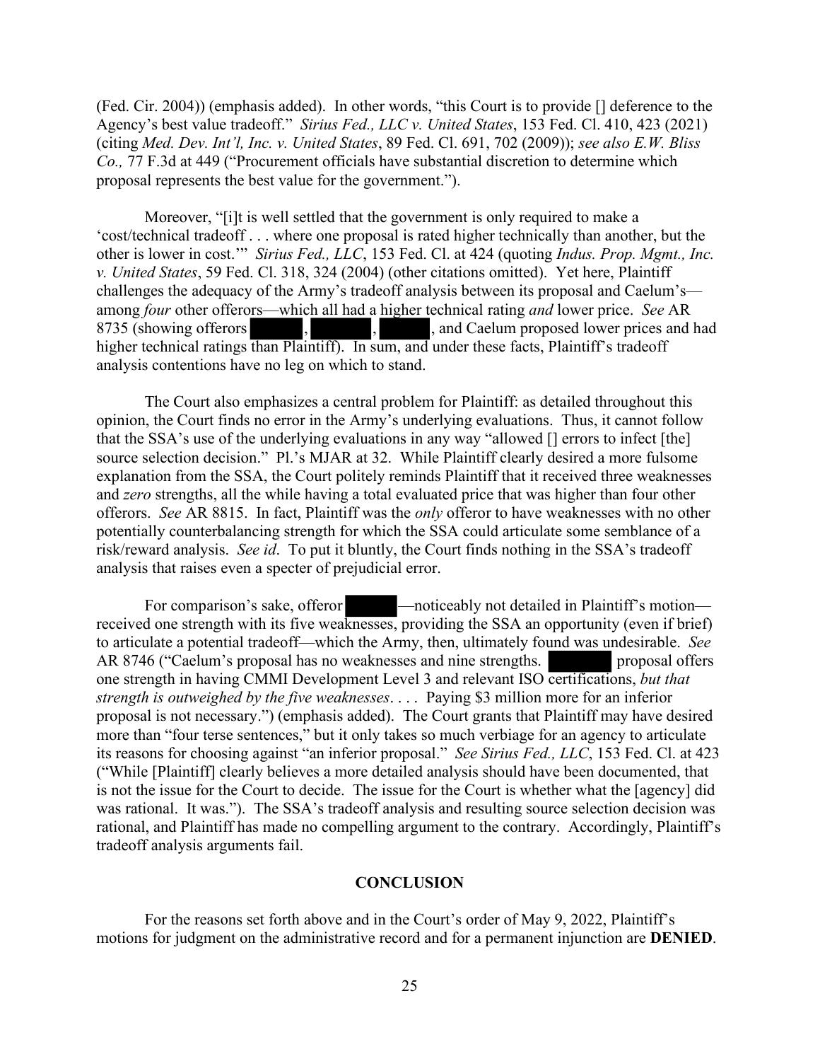(Fed. Cir. 2004)) (emphasis added). In other words, "this Court is to provide [] deference to the Agency's best value tradeoff." *Sirius Fed., LLC v. United States*, 153 Fed. Cl. 410, 423 (2021) (citing *Med. Dev. Int'l, Inc. v. United States*, 89 Fed. Cl. 691, 702 (2009)); *see also E.W. Bliss Co.,* 77 F.3d at 449 ("Procurement officials have substantial discretion to determine which proposal represents the best value for the government.").

Moreover, "[i]t is well settled that the government is only required to make a 'cost/technical tradeoff . . . where one proposal is rated higher technically than another, but the other is lower in cost.'" *Sirius Fed., LLC*, 153 Fed. Cl. at 424 (quoting *Indus. Prop. Mgmt., Inc. v. United States*, 59 Fed. Cl. 318, 324 (2004) (other citations omitted). Yet here, Plaintiff challenges the adequacy of the Army's tradeoff analysis between its proposal and Caelum's—among *four* other offerors—which all had a higher technical rating *and* lower price. *See* AR 8735 (showing offerors [REDACTED], [REDACTED], [REDACTED], and Caelum proposed lower prices and had higher technical ratings than Plaintiff). In sum, and under these facts, Plaintiff's tradeoff analysis contentions have no leg on which to stand.

The Court also emphasizes a central problem for Plaintiff: as detailed throughout this opinion, the Court finds no error in the Army's underlying evaluations. Thus, it cannot follow that the SSA's use of the underlying evaluations in any way "allowed [] errors to infect [the] source selection decision." Pl.'s MJAR at 32. While Plaintiff clearly desired a more fulsome explanation from the SSA, the Court politely reminds Plaintiff that it received three weaknesses and *zero* strengths, all the while having a total evaluated price that was higher than four other offerors. *See* AR 8815. In fact, Plaintiff was the *only* offeror to have weaknesses with no other potentially counterbalancing strength for which the SSA could articulate some semblance of a risk/reward analysis. *See id*. To put it bluntly, the Court finds nothing in the SSA's tradeoff analysis that raises even a specter of prejudicial error.

For comparison's sake, offeror [REDACTED]—noticeably not detailed in Plaintiff's motion—received one strength with its five weaknesses, providing the SSA an opportunity (even if brief) to articulate a potential tradeoff—which the Army, then, ultimately found was undesirable. *See* AR 8746 ("Caelum's proposal has no weaknesses and nine strengths. [REDACTED] proposal offers one strength in having CMMI Development Level 3 and relevant ISO certifications, *but that strength is outweighed by the five weaknesses*. . . . Paying $3 million more for an inferior proposal is not necessary.") (emphasis added). The Court grants that Plaintiff may have desired more than "four terse sentences," but it only takes so much verbiage for an agency to articulate its reasons for choosing against "an inferior proposal." *See Sirius Fed., LLC*, 153 Fed. Cl. at 423 ("While [Plaintiff] clearly believes a more detailed analysis should have been documented, that is not the issue for the Court to decide. The issue for the Court is whether what the [agency] did was rational. It was."). The SSA's tradeoff analysis and resulting source selection decision was rational, and Plaintiff has made no compelling argument to the contrary. Accordingly, Plaintiff's tradeoff analysis arguments fail.

## CONCLUSION

For the reasons set forth above and in the Court's order of May 9, 2022, Plaintiff's motions for judgment on the administrative record and for a permanent injunction are **DENIED**.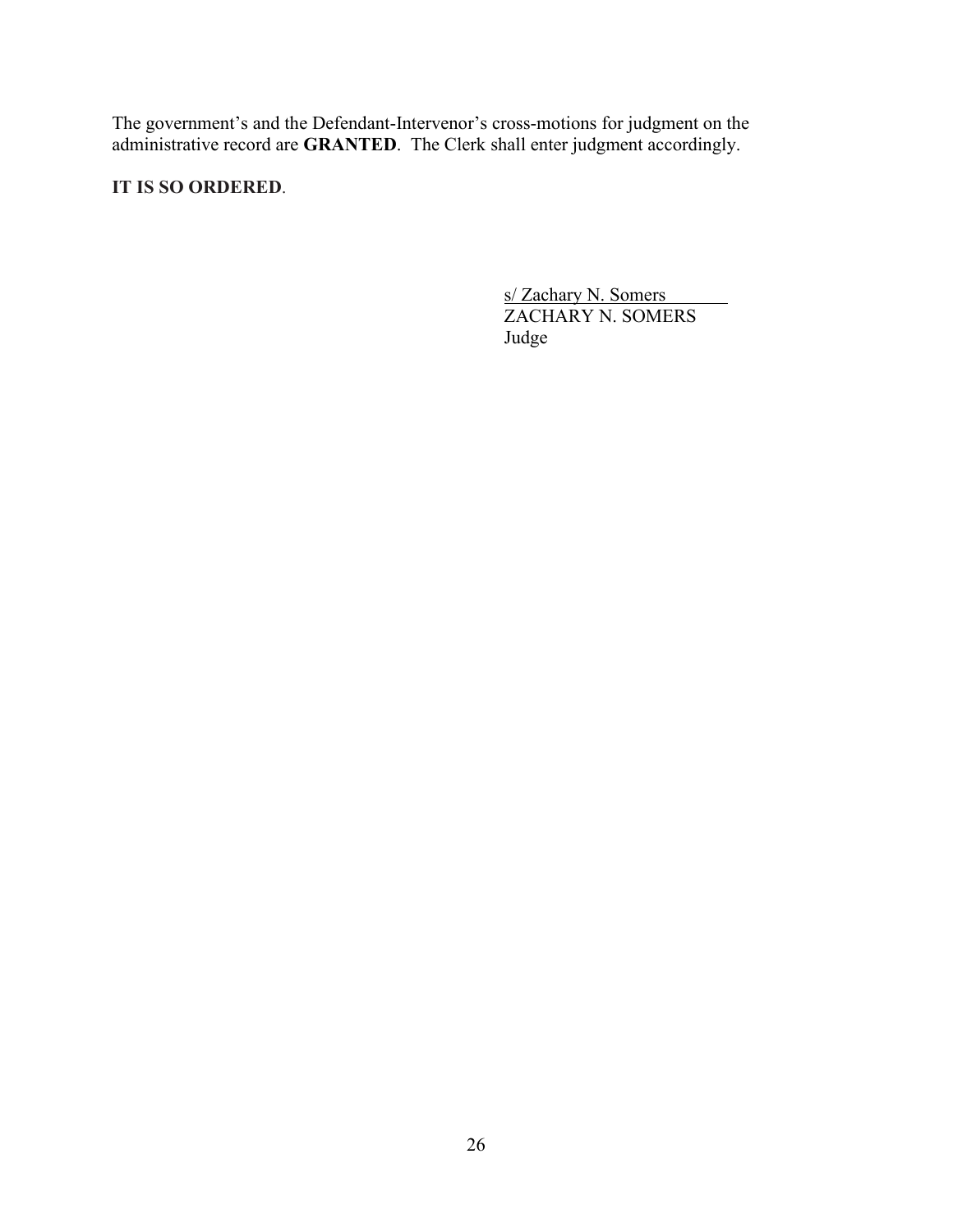The government's and the Defendant-Intervenor's cross-motions for judgment on the administrative record are **GRANTED**. The Clerk shall enter judgment accordingly.

**IT IS SO ORDERED**.

s/ Zachary N. Somers
ZACHARY N. SOMERS
Judge